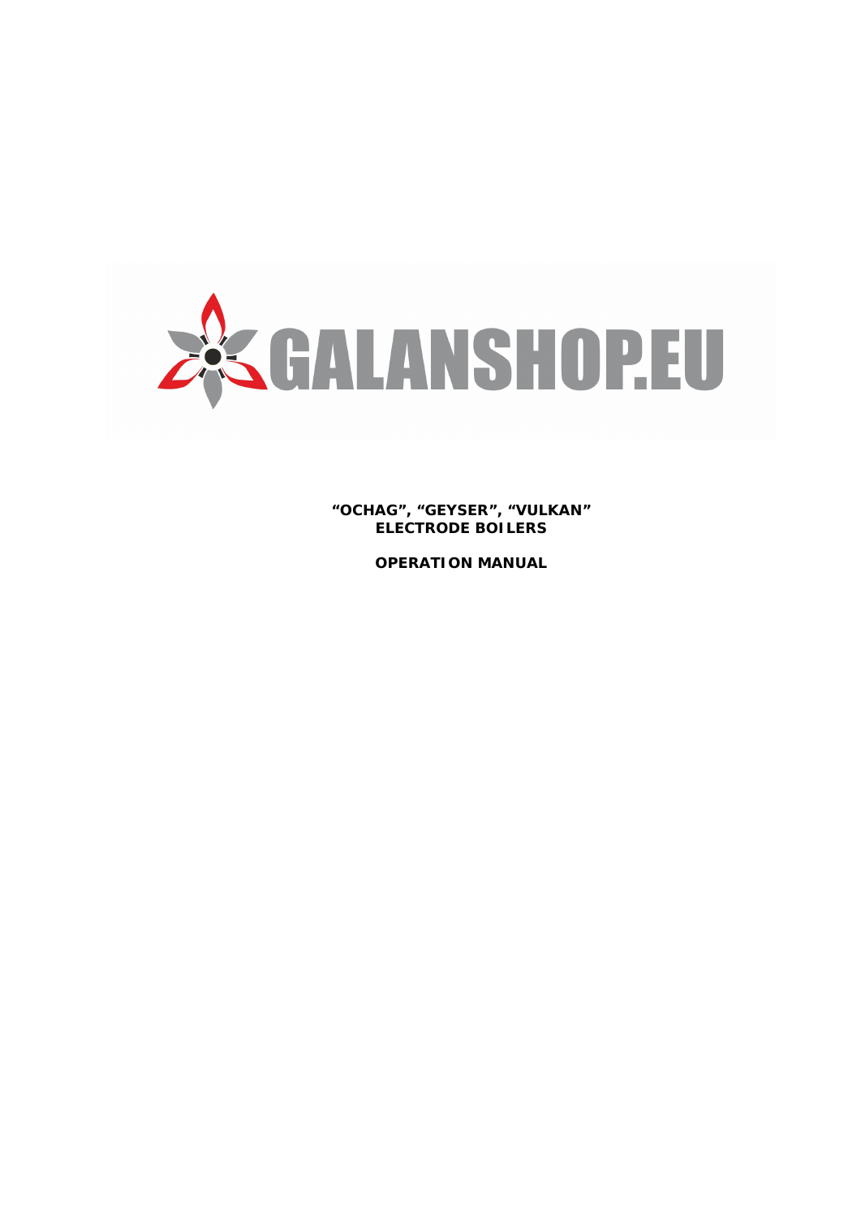GALANSHOP.EU

# "OCHAG", "GEYSER", "VULKAN" ELECTRODE BOILERS

## OPERATION MANUAL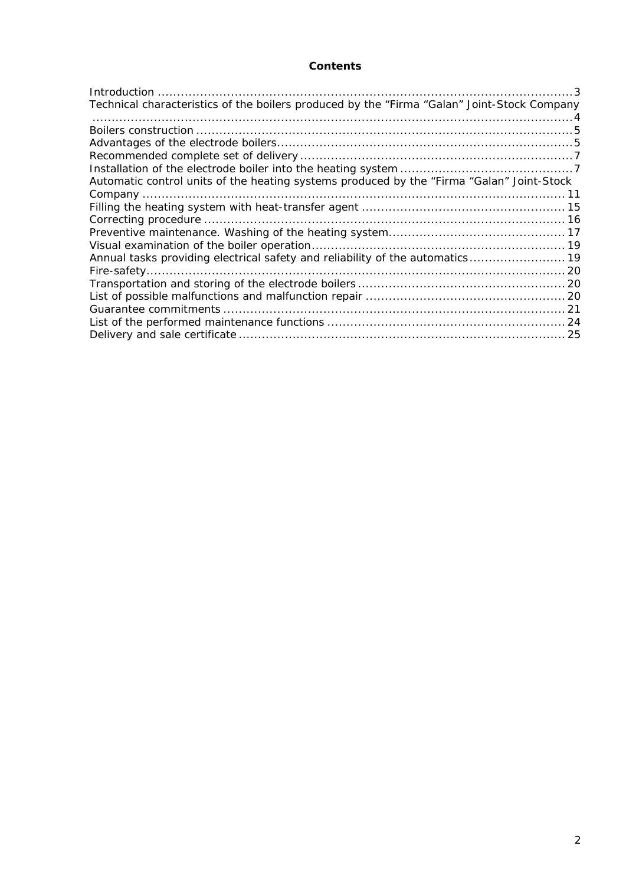# Contents

Introduction ........................................................................................................... 3
Technical characteristics of the boilers produced by the “Firma “Galan” Joint-Stock Company ............................................................................................................................. 4
Boilers construction ................................................................................................... 5
Advantages of the electrode boilers............................................................................. 5
Recommended complete set of delivery ....................................................................... 7
Installation of the electrode boiler into the heating system ............................................. 7
Automatic control units of the heating systems produced by the “Firma “Galan” Joint-Stock Company ............................................................................................................ 11
Filling the heating system with heat-transfer agent ..................................................... 15
Correcting procedure .............................................................................................. 16
Preventive maintenance. Washing of the heating system............................................. 17
Visual examination of the boiler operation.................................................................. 19
Annual tasks providing electrical safety and reliability of the automatics ......................... 19
Fire-safety............................................................................................................. 20
Transportation and storing of the electrode boilers ...................................................... 20
List of possible malfunctions and malfunction repair .................................................... 20
Guarantee commitments ......................................................................................... 21
List of the performed maintenance functions .............................................................. 24
Delivery and sale certificate ..................................................................................... 25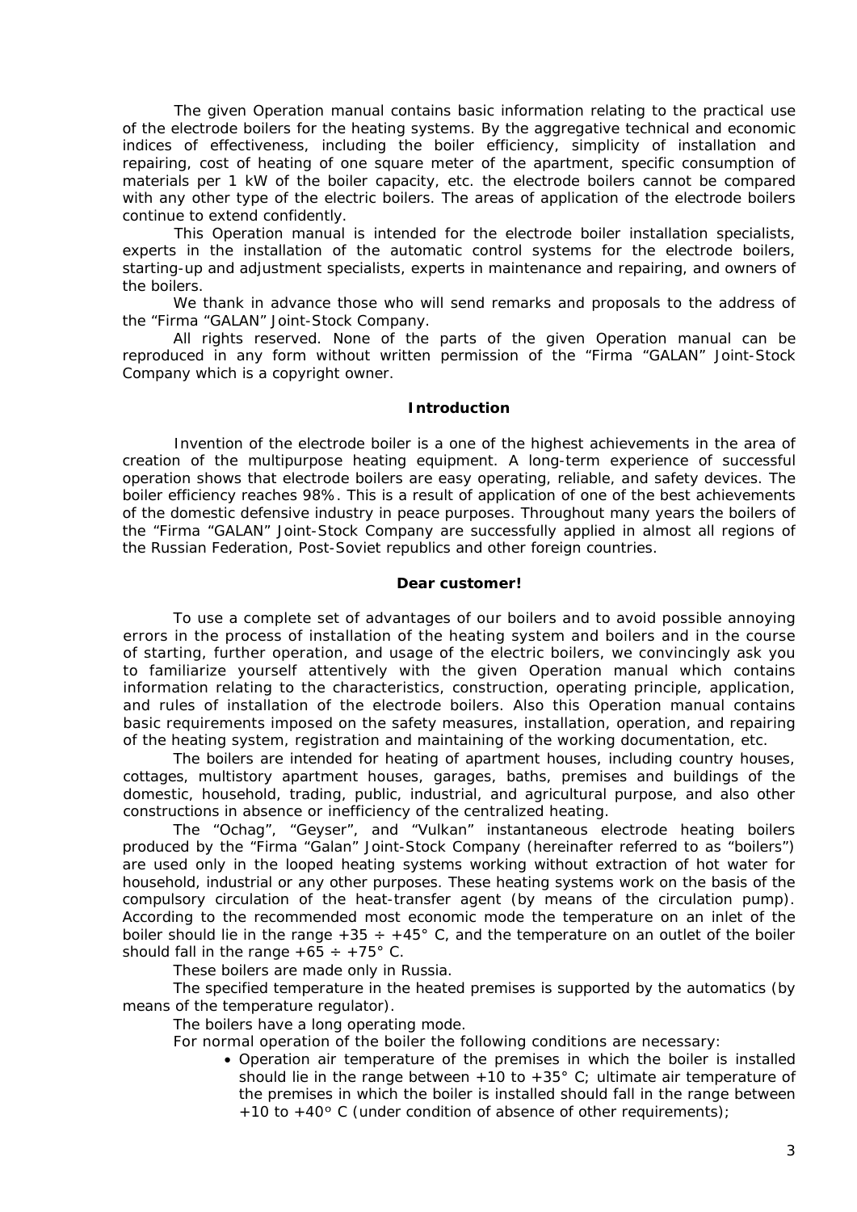The given Operation manual contains basic information relating to the practical use of the electrode boilers for the heating systems. By the aggregative technical and economic indices of effectiveness, including the boiler efficiency, simplicity of installation and repairing, cost of heating of one square meter of the apartment, specific consumption of materials per 1 kW of the boiler capacity, etc. the electrode boilers cannot be compared with any other type of the electric boilers. The areas of application of the electrode boilers continue to extend confidently.

This Operation manual is intended for the electrode boiler installation specialists, experts in the installation of the automatic control systems for the electrode boilers, starting-up and adjustment specialists, experts in maintenance and repairing, and owners of the boilers.

We thank in advance those who will send remarks and proposals to the address of the "Firma "GALAN" Joint-Stock Company.

All rights reserved. None of the parts of the given Operation manual can be reproduced in any form without written permission of the "Firma "GALAN" Joint-Stock Company which is a copyright owner.

## Introduction

Invention of the electrode boiler is a one of the highest achievements in the area of creation of the multipurpose heating equipment. A long-term experience of successful operation shows that electrode boilers are easy operating, reliable, and safety devices. The boiler efficiency reaches 98%. This is a result of application of one of the best achievements of the domestic defensive industry in peace purposes. Throughout many years the boilers of the "Firma "GALAN" Joint-Stock Company are successfully applied in almost all regions of the Russian Federation, Post-Soviet republics and other foreign countries.

## Dear customer!

To use a complete set of advantages of our boilers and to avoid possible annoying errors in the process of installation of the heating system and boilers and in the course of starting, further operation, and usage of the electric boilers, we convincingly ask you to familiarize yourself attentively with the given Operation manual which contains information relating to the characteristics, construction, operating principle, application, and rules of installation of the electrode boilers. Also this Operation manual contains basic requirements imposed on the safety measures, installation, operation, and repairing of the heating system, registration and maintaining of the working documentation, etc.

The boilers are intended for heating of apartment houses, including country houses, cottages, multistory apartment houses, garages, baths, premises and buildings of the domestic, household, trading, public, industrial, and agricultural purpose, and also other constructions in absence or inefficiency of the centralized heating.

The "Ochag", "Geyser", and "Vulkan" instantaneous electrode heating boilers produced by the "Firma "Galan" Joint-Stock Company (hereinafter referred to as "boilers") are used only in the looped heating systems working without extraction of hot water for household, industrial or any other purposes. These heating systems work on the basis of the compulsory circulation of the heat-transfer agent (by means of the circulation pump). According to the recommended most economic mode the temperature on an inlet of the boiler should lie in the range +35 ÷ +45° C, and the temperature on an outlet of the boiler should fall in the range +65 ÷ +75° C.

These boilers are made only in Russia.

The specified temperature in the heated premises is supported by the automatics (by means of the temperature regulator).

The boilers have a long operating mode.

For normal operation of the boiler the following conditions are necessary:

- Operation air temperature of the premises in which the boiler is installed should lie in the range between +10 to +35° C; ultimate air temperature of the premises in which the boiler is installed should fall in the range between +10 to +40° C (under condition of absence of other requirements);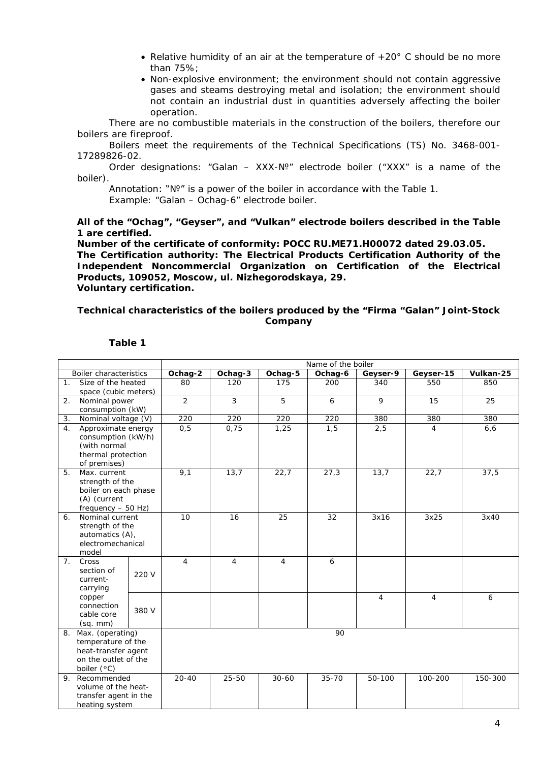- Relative humidity of an air at the temperature of +20° C should be no more than 75%;
- Non-explosive environment; the environment should not contain aggressive gases and steams destroying metal and isolation; the environment should not contain an industrial dust in quantities adversely affecting the boiler operation.

There are no combustible materials in the construction of the boilers, therefore our boilers are fireproof.

Boilers meet the requirements of the Technical Specifications (TS) No. 3468-001-17289826-02.

Order designations: "Galan – XXX-№" electrode boiler ("XXX" is a name of the boiler).

Annotation: "№" is a power of the boiler in accordance with the Table 1.

Example: "Galan – Ochag-6" electrode boiler.

**All of the "Ochag", "Geyser", and "Vulkan" electrode boilers described in the Table 1 are certified.**

**Number of the certificate of conformity: POCC RU.ME71.H00072 dated 29.03.05.**

**The Certification authority: The Electrical Products Certification Authority of the Independent Noncommercial Organization on Certification of the Electrical Products, 109052, Moscow, ul. Nizhegorodskaya, 29.**

**Voluntary certification.**

**Technical characteristics of the boilers produced by the "Firma "Galan" Joint-Stock Company**

**Table 1**

| Boiler characteristics | | Name of the boiler | | | | | | |
|---|---|---|---|---|---|---|---|---|
| | | **Ochag-2** | **Ochag-3** | **Ochag-5** | **Ochag-6** | **Geyser-9** | **Geyser-15** | **Vulkan-25** |
| 1. Size of the heated space (cubic meters) | | 80 | 120 | 175 | 200 | 340 | 550 | 850 |
| 2. Nominal power consumption (kW) | | 2 | 3 | 5 | 6 | 9 | 15 | 25 |
| 3. Nominal voltage (V) | | 220 | 220 | 220 | 220 | 380 | 380 | 380 |
| 4. Approximate energy consumption (kW/h) (with normal thermal protection of premises) | | 0,5 | 0,75 | 1,25 | 1,5 | 2,5 | 4 | 6,6 |
| 5. Max. current strength of the boiler on each phase (A) (current frequency – 50 Hz) | | 9,1 | 13,7 | 22,7 | 27,3 | 13,7 | 22,7 | 37,5 |
| 6. Nominal current strength of the automatics (A), electromechanical model | | 10 | 16 | 25 | 32 | 3x16 | 3x25 | 3x40 |
| 7. Cross section of current-carrying copper connection cable core (sq. mm) | 220 V | 4 | 4 | 4 | 6 | | | |
| | 380 V | | | | | 4 | 4 | 6 |
| 8. Max. (operating) temperature of the heat-transfer agent on the outlet of the boiler (°C) | | 90 | | | | | | |
| 9. Recommended volume of the heat-transfer agent in the heating system | | 20-40 | 25-50 | 30-60 | 35-70 | 50-100 | 100-200 | 150-300 |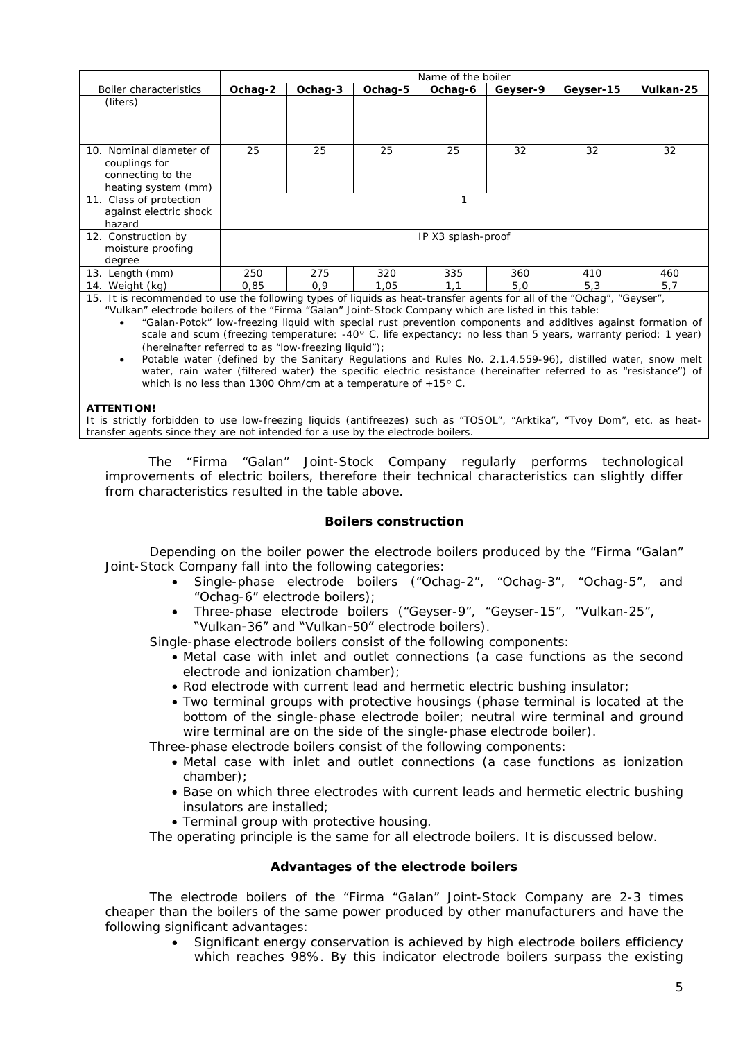| Boiler characteristics | Name of the boiler | | | | | | |
|---|---|---|---|---|---|---|---|
| | **Ochag-2** | **Ochag-3** | **Ochag-5** | **Ochag-6** | **Geyser-9** | **Geyser-15** | **Vulkan-25** |
| (liters) | | | | | | | |
| 10. Nominal diameter of couplings for connecting to the heating system (mm) | 25 | 25 | 25 | 25 | 32 | 32 | 32 |
| 11. Class of protection against electric shock hazard | 1 | | | | | | |
| 12. Construction by moisture proofing degree | IP X3 splash-proof | | | | | | |
| 13. Length (mm) | 250 | 275 | 320 | 335 | 360 | 410 | 460 |
| 14. Weight (kg) | 0,85 | 0,9 | 1,05 | 1,1 | 5,0 | 5,3 | 5,7 |

15. It is recommended to use the following types of liquids as heat-transfer agents for all of the "Ochag", "Geyser", "Vulkan" electrode boilers of the "Firma "Galan" Joint-Stock Company which are listed in this table:

- "Galan-Potok" low-freezing liquid with special rust prevention components and additives against formation of scale and scum (freezing temperature: -40° C, life expectancy: no less than 5 years, warranty period: 1 year) (hereinafter referred to as "low-freezing liquid");
- Potable water (defined by the Sanitary Regulations and Rules No. 2.1.4.559-96), distilled water, snow melt water, rain water (filtered water) the specific electric resistance (hereinafter referred to as "resistance") of which is no less than 1300 Ohm/cm at a temperature of +15° C.

**ATTENTION!**
It is strictly forbidden to use low-freezing liquids (antifreezes) such as "TOSOL", "Arktika", "Tvoy Dom", etc. as heat-transfer agents since they are not intended for a use by the electrode boilers.

The "Firma "Galan" Joint-Stock Company regularly performs technological improvements of electric boilers, therefore their technical characteristics can slightly differ from characteristics resulted in the table above.

### Boilers construction

Depending on the boiler power the electrode boilers produced by the "Firma "Galan" Joint-Stock Company fall into the following categories:

- Single-phase electrode boilers ("Ochag-2", "Ochag-3", "Ochag-5", and "Ochag-6" electrode boilers);
- Three-phase electrode boilers ("Geyser-9", "Geyser-15", "Vulkan-25", "Vulkan-36" and "Vulkan-50" electrode boilers).

Single-phase electrode boilers consist of the following components:

- Metal case with inlet and outlet connections (a case functions as the second electrode and ionization chamber);
- Rod electrode with current lead and hermetic electric bushing insulator;
- Two terminal groups with protective housings (phase terminal is located at the bottom of the single-phase electrode boiler; neutral wire terminal and ground wire terminal are on the side of the single-phase electrode boiler).

Three-phase electrode boilers consist of the following components:

- Metal case with inlet and outlet connections (a case functions as ionization chamber);
- Base on which three electrodes with current leads and hermetic electric bushing insulators are installed;
- Terminal group with protective housing.

The operating principle is the same for all electrode boilers. It is discussed below.

### Advantages of the electrode boilers

The electrode boilers of the "Firma "Galan" Joint-Stock Company are 2-3 times cheaper than the boilers of the same power produced by other manufacturers and have the following significant advantages:

- Significant energy conservation is achieved by high electrode boilers efficiency which reaches 98%. By this indicator electrode boilers surpass the existing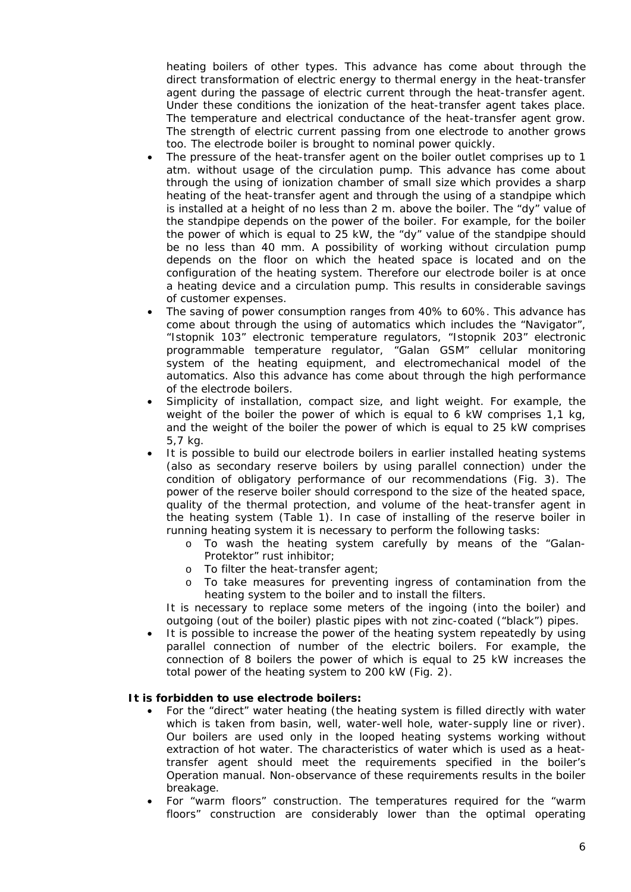heating boilers of other types. This advance has come about through the direct transformation of electric energy to thermal energy in the heat-transfer agent during the passage of electric current through the heat-transfer agent. Under these conditions the ionization of the heat-transfer agent takes place. The temperature and electrical conductance of the heat-transfer agent grow. The strength of electric current passing from one electrode to another grows too. The electrode boiler is brought to nominal power quickly.

- The pressure of the heat-transfer agent on the boiler outlet comprises up to 1 atm. without usage of the circulation pump. This advance has come about through the using of ionization chamber of small size which provides a sharp heating of the heat-transfer agent and through the using of a standpipe which is installed at a height of no less than 2 m. above the boiler. The "dy" value of the standpipe depends on the power of the boiler. For example, for the boiler the power of which is equal to 25 kW, the "dy" value of the standpipe should be no less than 40 mm. A possibility of working without circulation pump depends on the floor on which the heated space is located and on the configuration of the heating system. Therefore our electrode boiler is at once a heating device and a circulation pump. This results in considerable savings of customer expenses.
- The saving of power consumption ranges from 40% to 60%. This advance has come about through the using of automatics which includes the "Navigator", "Istopnik 103" electronic temperature regulators, "Istopnik 203" electronic programmable temperature regulator, "Galan GSM" cellular monitoring system of the heating equipment, and electromechanical model of the automatics. Also this advance has come about through the high performance of the electrode boilers.
- Simplicity of installation, compact size, and light weight. For example, the weight of the boiler the power of which is equal to 6 kW comprises 1,1 kg, and the weight of the boiler the power of which is equal to 25 kW comprises 5,7 kg.
- It is possible to build our electrode boilers in earlier installed heating systems (also as secondary reserve boilers by using parallel connection) under the condition of obligatory performance of our recommendations (Fig. 3). The power of the reserve boiler should correspond to the size of the heated space, quality of the thermal protection, and volume of the heat-transfer agent in the heating system (Table 1). In case of installing of the reserve boiler in running heating system it is necessary to perform the following tasks:
  - To wash the heating system carefully by means of the "Galan-Protektor" rust inhibitor;
  - To filter the heat-transfer agent;
  - To take measures for preventing ingress of contamination from the heating system to the boiler and to install the filters.

  It is necessary to replace some meters of the ingoing (into the boiler) and outgoing (out of the boiler) plastic pipes with not zinc-coated ("black") pipes.
- It is possible to increase the power of the heating system repeatedly by using parallel connection of number of the electric boilers. For example, the connection of 8 boilers the power of which is equal to 25 kW increases the total power of the heating system to 200 kW (Fig. 2).

**It is forbidden to use electrode boilers:**

- For the "direct" water heating (the heating system is filled directly with water which is taken from basin, well, water-well hole, water-supply line or river). Our boilers are used only in the looped heating systems working without extraction of hot water. The characteristics of water which is used as a heat-transfer agent should meet the requirements specified in the boiler's Operation manual. Non-observance of these requirements results in the boiler breakage.
- For "warm floors" construction. The temperatures required for the "warm floors" construction are considerably lower than the optimal operating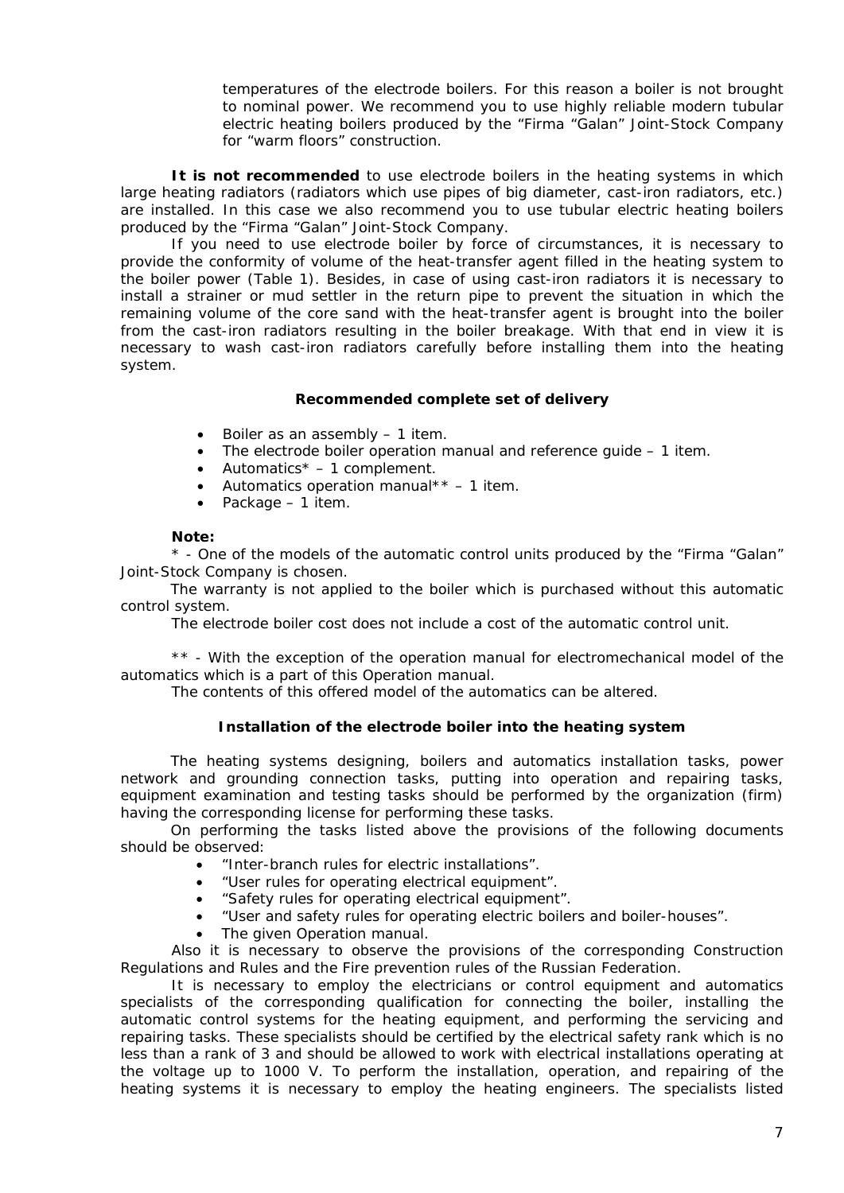temperatures of the electrode boilers. For this reason a boiler is not brought to nominal power. We recommend you to use highly reliable modern tubular electric heating boilers produced by the "Firma "Galan" Joint-Stock Company for "warm floors" construction.

**It is not recommended** to use electrode boilers in the heating systems in which large heating radiators (radiators which use pipes of big diameter, cast-iron radiators, etc.) are installed. In this case we also recommend you to use tubular electric heating boilers produced by the "Firma "Galan" Joint-Stock Company.

If you need to use electrode boiler by force of circumstances, it is necessary to provide the conformity of volume of the heat-transfer agent filled in the heating system to the boiler power (Table 1). Besides, in case of using cast-iron radiators it is necessary to install a strainer or mud settler in the return pipe to prevent the situation in which the remaining volume of the core sand with the heat-transfer agent is brought into the boiler from the cast-iron radiators resulting in the boiler breakage. With that end in view it is necessary to wash cast-iron radiators carefully before installing them into the heating system.

### Recommended complete set of delivery

- Boiler as an assembly – 1 item.
- The electrode boiler operation manual and reference guide – 1 item.
- Automatics* – 1 complement.
- Automatics operation manual** – 1 item.
- Package – 1 item.

**Note:**

* - One of the models of the automatic control units produced by the "Firma "Galan" Joint-Stock Company is chosen.

The warranty is not applied to the boiler which is purchased without this automatic control system.

The electrode boiler cost does not include a cost of the automatic control unit.

** - With the exception of the operation manual for electromechanical model of the automatics which is a part of this Operation manual.

The contents of this offered model of the automatics can be altered.

### Installation of the electrode boiler into the heating system

The heating systems designing, boilers and automatics installation tasks, power network and grounding connection tasks, putting into operation and repairing tasks, equipment examination and testing tasks should be performed by the organization (firm) having the corresponding license for performing these tasks.

On performing the tasks listed above the provisions of the following documents should be observed:

- "Inter-branch rules for electric installations".
- "User rules for operating electrical equipment".
- "Safety rules for operating electrical equipment".
- "User and safety rules for operating electric boilers and boiler-houses".
- The given Operation manual.

Also it is necessary to observe the provisions of the corresponding Construction Regulations and Rules and the Fire prevention rules of the Russian Federation.

It is necessary to employ the electricians or control equipment and automatics specialists of the corresponding qualification for connecting the boiler, installing the automatic control systems for the heating equipment, and performing the servicing and repairing tasks. These specialists should be certified by the electrical safety rank which is no less than a rank of 3 and should be allowed to work with electrical installations operating at the voltage up to 1000 V. To perform the installation, operation, and repairing of the heating systems it is necessary to employ the heating engineers. The specialists listed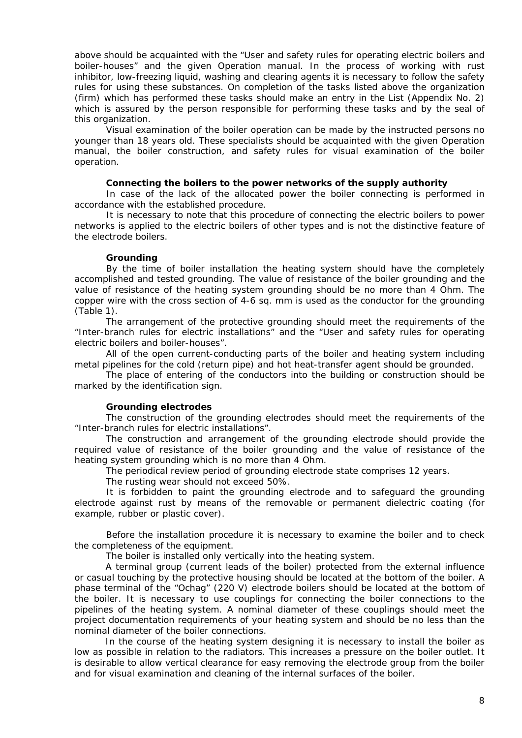above should be acquainted with the “User and safety rules for operating electric boilers and boiler-houses” and the given Operation manual. In the process of working with rust inhibitor, low-freezing liquid, washing and clearing agents it is necessary to follow the safety rules for using these substances. On completion of the tasks listed above the organization (firm) which has performed these tasks should make an entry in the List (Appendix No. 2) which is assured by the person responsible for performing these tasks and by the seal of this organization.

Visual examination of the boiler operation can be made by the instructed persons no younger than 18 years old. These specialists should be acquainted with the given Operation manual, the boiler construction, and safety rules for visual examination of the boiler operation.

**Connecting the boilers to the power networks of the supply authority**

In case of the lack of the allocated power the boiler connecting is performed in accordance with the established procedure.

It is necessary to note that this procedure of connecting the electric boilers to power networks is applied to the electric boilers of other types and is not the distinctive feature of the electrode boilers.

**Grounding**

By the time of boiler installation the heating system should have the completely accomplished and tested grounding. The value of resistance of the boiler grounding and the value of resistance of the heating system grounding should be no more than 4 Ohm. The copper wire with the cross section of 4-6 sq. mm is used as the conductor for the grounding (Table 1).

The arrangement of the protective grounding should meet the requirements of the “Inter-branch rules for electric installations” and the “User and safety rules for operating electric boilers and boiler-houses”.

All of the open current-conducting parts of the boiler and heating system including metal pipelines for the cold (return pipe) and hot heat-transfer agent should be grounded.

The place of entering of the conductors into the building or construction should be marked by the identification sign.

**Grounding electrodes**

The construction of the grounding electrodes should meet the requirements of the “Inter-branch rules for electric installations”.

The construction and arrangement of the grounding electrode should provide the required value of resistance of the boiler grounding and the value of resistance of the heating system grounding which is no more than 4 Ohm.

The periodical review period of grounding electrode state comprises 12 years.

The rusting wear should not exceed 50%.

It is forbidden to paint the grounding electrode and to safeguard the grounding electrode against rust by means of the removable or permanent dielectric coating (for example, rubber or plastic cover).

Before the installation procedure it is necessary to examine the boiler and to check the completeness of the equipment.

The boiler is installed only vertically into the heating system.

A terminal group (current leads of the boiler) protected from the external influence or casual touching by the protective housing should be located at the bottom of the boiler. A phase terminal of the “Ochag” (220 V) electrode boilers should be located at the bottom of the boiler. It is necessary to use couplings for connecting the boiler connections to the pipelines of the heating system. A nominal diameter of these couplings should meet the project documentation requirements of your heating system and should be no less than the nominal diameter of the boiler connections.

In the course of the heating system designing it is necessary to install the boiler as low as possible in relation to the radiators. This increases a pressure on the boiler outlet. It is desirable to allow vertical clearance for easy removing the electrode group from the boiler and for visual examination and cleaning of the internal surfaces of the boiler.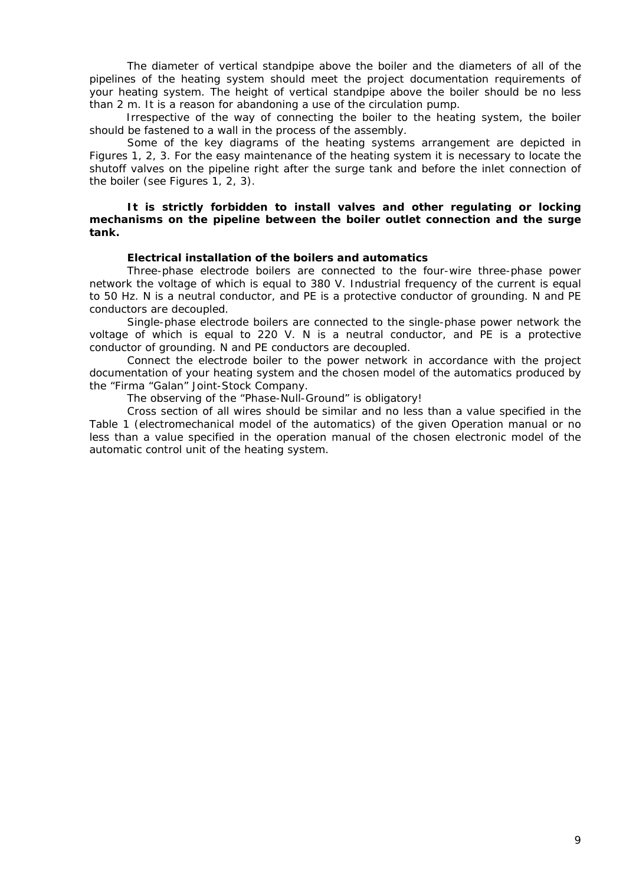The diameter of vertical standpipe above the boiler and the diameters of all of the pipelines of the heating system should meet the project documentation requirements of your heating system. The height of vertical standpipe above the boiler should be no less than 2 m. It is a reason for abandoning a use of the circulation pump.

Irrespective of the way of connecting the boiler to the heating system, the boiler should be fastened to a wall in the process of the assembly.

Some of the key diagrams of the heating systems arrangement are depicted in Figures 1, 2, 3. For the easy maintenance of the heating system it is necessary to locate the shutoff valves on the pipeline right after the surge tank and before the inlet connection of the boiler (see Figures 1, 2, 3).

**It is strictly forbidden to install valves and other regulating or locking mechanisms on the pipeline between the boiler outlet connection and the surge tank.**

**Electrical installation of the boilers and automatics**

Three-phase electrode boilers are connected to the four-wire three-phase power network the voltage of which is equal to 380 V. Industrial frequency of the current is equal to 50 Hz. N is a neutral conductor, and PE is a protective conductor of grounding. N and PE conductors are decoupled.

Single-phase electrode boilers are connected to the single-phase power network the voltage of which is equal to 220 V. N is a neutral conductor, and PE is a protective conductor of grounding. N and PE conductors are decoupled.

Connect the electrode boiler to the power network in accordance with the project documentation of your heating system and the chosen model of the automatics produced by the "Firma "Galan" Joint-Stock Company.

The observing of the "Phase-Null-Ground" is obligatory!

Cross section of all wires should be similar and no less than a value specified in the Table 1 (electromechanical model of the automatics) of the given Operation manual or no less than a value specified in the operation manual of the chosen electronic model of the automatic control unit of the heating system.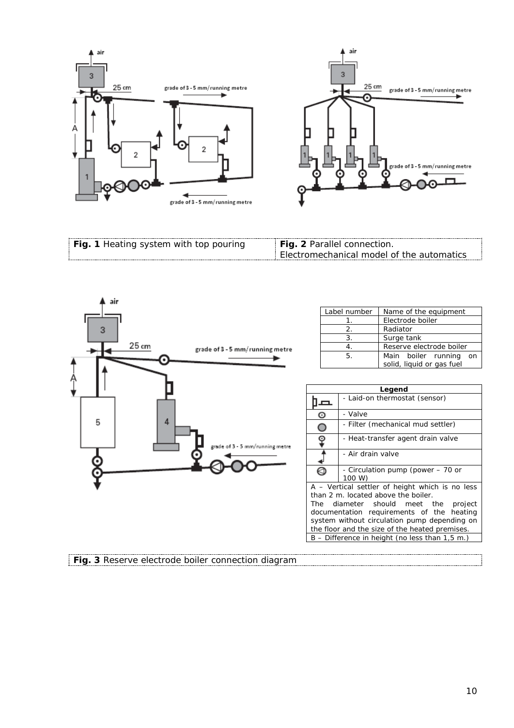| **Fig. 1** Heating system with top pouring | **Fig. 2** Parallel connection. Electromechanical model of the automatics |
|---|---|

| Label number | Name of the equipment |
|---|---|
| 1. | Electrode boiler |
| 2. | Radiator |
| 3. | Surge tank |
| 4. | Reserve electrode boiler |
| 5. | Main boiler running on solid, liquid or gas fuel |

| Legend | |
|---|---|
| | - Laid-on thermostat (sensor) |
| | - Valve |
| | - Filter (mechanical mud settler) |
| | - Heat-transfer agent drain valve |
| | - Air drain valve |
| | - Circulation pump (power – 70 or 100 W) |
| A – Vertical settler of height which is no less than 2 m. located above the boiler. The diameter should meet the project documentation requirements of the heating system without circulation pump depending on the floor and the size of the heated premises. | |
| B – Difference in height (no less than 1,5 m.) | |

**Fig. 3** Reserve electrode boiler connection diagram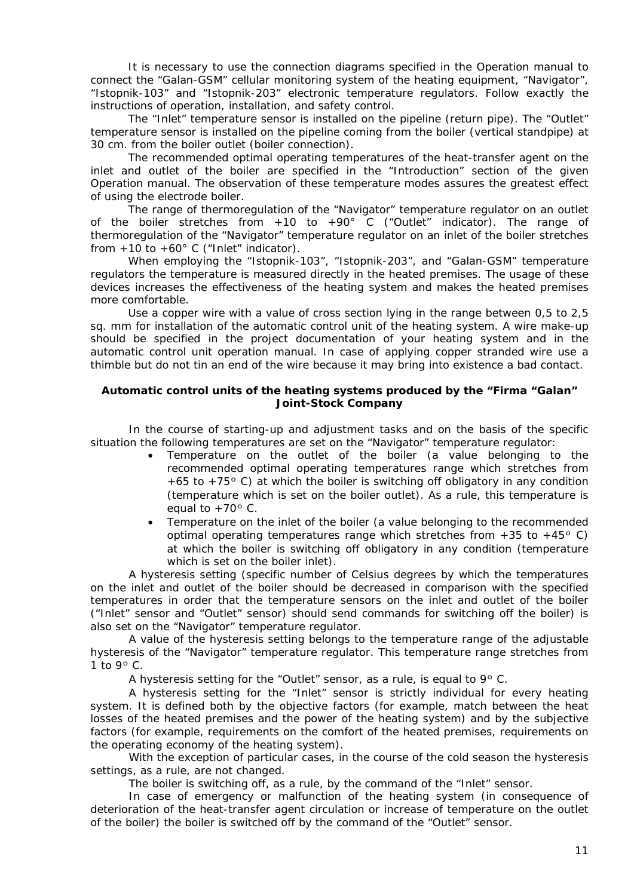It is necessary to use the connection diagrams specified in the Operation manual to connect the “Galan-GSM” cellular monitoring system of the heating equipment, “Navigator”, “Istopnik-103” and “Istopnik-203” electronic temperature regulators. Follow exactly the instructions of operation, installation, and safety control.

The “Inlet” temperature sensor is installed on the pipeline (return pipe). The “Outlet” temperature sensor is installed on the pipeline coming from the boiler (vertical standpipe) at 30 cm. from the boiler outlet (boiler connection).

The recommended optimal operating temperatures of the heat-transfer agent on the inlet and outlet of the boiler are specified in the “Introduction” section of the given Operation manual. The observation of these temperature modes assures the greatest effect of using the electrode boiler.

The range of thermoregulation of the “Navigator” temperature regulator on an outlet of the boiler stretches from +10 to +90° C (“Outlet” indicator). The range of thermoregulation of the “Navigator” temperature regulator on an inlet of the boiler stretches from +10 to +60° C (“Inlet” indicator).

When employing the “Istopnik-103”, “Istopnik-203”, and “Galan-GSM” temperature regulators the temperature is measured directly in the heated premises. The usage of these devices increases the effectiveness of the heating system and makes the heated premises more comfortable.

Use a copper wire with a value of cross section lying in the range between 0,5 to 2,5 sq. mm for installation of the automatic control unit of the heating system. A wire make-up should be specified in the project documentation of your heating system and in the automatic control unit operation manual. In case of applying copper stranded wire use a thimble but do not tin an end of the wire because it may bring into existence a bad contact.

**Automatic control units of the heating systems produced by the “Firma “Galan” Joint-Stock Company**

In the course of starting-up and adjustment tasks and on the basis of the specific situation the following temperatures are set on the “Navigator” temperature regulator:

- Temperature on the outlet of the boiler (a value belonging to the recommended optimal operating temperatures range which stretches from +65 to +75° C) at which the boiler is switching off obligatory in any condition (temperature which is set on the boiler outlet). As a rule, this temperature is equal to +70° C.
- Temperature on the inlet of the boiler (a value belonging to the recommended optimal operating temperatures range which stretches from +35 to +45° C) at which the boiler is switching off obligatory in any condition (temperature which is set on the boiler inlet).

A hysteresis setting (specific number of Celsius degrees by which the temperatures on the inlet and outlet of the boiler should be decreased in comparison with the specified temperatures in order that the temperature sensors on the inlet and outlet of the boiler (“Inlet” sensor and “Outlet” sensor) should send commands for switching off the boiler) is also set on the “Navigator” temperature regulator.

A value of the hysteresis setting belongs to the temperature range of the adjustable hysteresis of the “Navigator” temperature regulator. This temperature range stretches from 1 to 9° C.

A hysteresis setting for the “Outlet” sensor, as a rule, is equal to 9° C.

A hysteresis setting for the “Inlet” sensor is strictly individual for every heating system. It is defined both by the objective factors (for example, match between the heat losses of the heated premises and the power of the heating system) and by the subjective factors (for example, requirements on the comfort of the heated premises, requirements on the operating economy of the heating system).

With the exception of particular cases, in the course of the cold season the hysteresis settings, as a rule, are not changed.

The boiler is switching off, as a rule, by the command of the “Inlet” sensor.

In case of emergency or malfunction of the heating system (in consequence of deterioration of the heat-transfer agent circulation or increase of temperature on the outlet of the boiler) the boiler is switched off by the command of the “Outlet” sensor.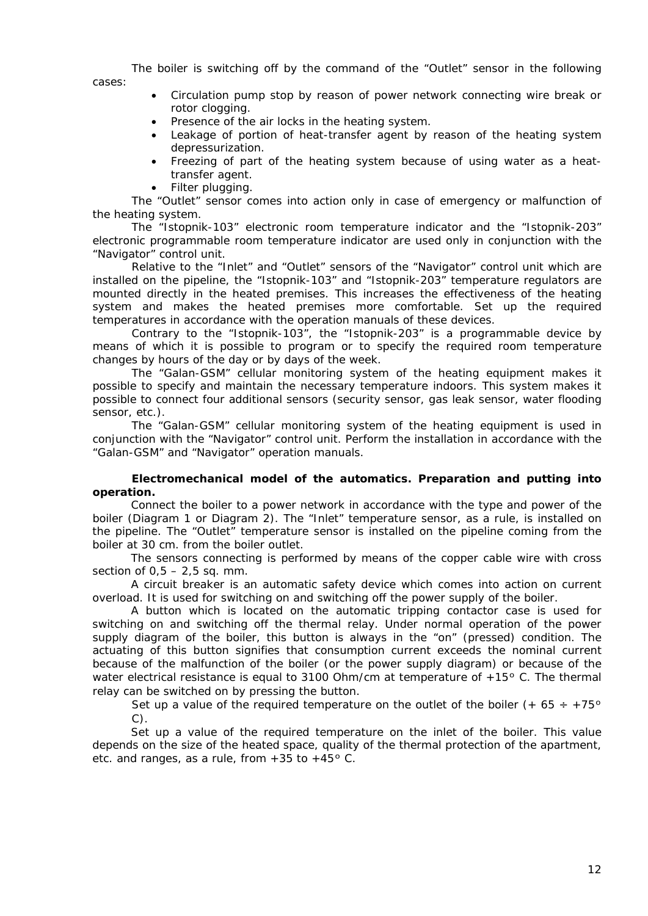The boiler is switching off by the command of the "Outlet" sensor in the following cases:

- Circulation pump stop by reason of power network connecting wire break or rotor clogging.
- Presence of the air locks in the heating system.
- Leakage of portion of heat-transfer agent by reason of the heating system depressurization.
- Freezing of part of the heating system because of using water as a heat-transfer agent.
- Filter plugging.

The "Outlet" sensor comes into action only in case of emergency or malfunction of the heating system.

The "Istopnik-103" electronic room temperature indicator and the "Istopnik-203" electronic programmable room temperature indicator are used only in conjunction with the "Navigator" control unit.

Relative to the "Inlet" and "Outlet" sensors of the "Navigator" control unit which are installed on the pipeline, the "Istopnik-103" and "Istopnik-203" temperature regulators are mounted directly in the heated premises. This increases the effectiveness of the heating system and makes the heated premises more comfortable. Set up the required temperatures in accordance with the operation manuals of these devices.

Contrary to the "Istopnik-103", the "Istopnik-203" is a programmable device by means of which it is possible to program or to specify the required room temperature changes by hours of the day or by days of the week.

The "Galan-GSM" cellular monitoring system of the heating equipment makes it possible to specify and maintain the necessary temperature indoors. This system makes it possible to connect four additional sensors (security sensor, gas leak sensor, water flooding sensor, etc.).

The "Galan-GSM" cellular monitoring system of the heating equipment is used in conjunction with the "Navigator" control unit. Perform the installation in accordance with the "Galan-GSM" and "Navigator" operation manuals.

**Electromechanical model of the automatics. Preparation and putting into operation.**

Connect the boiler to a power network in accordance with the type and power of the boiler (Diagram 1 or Diagram 2). The "Inlet" temperature sensor, as a rule, is installed on the pipeline. The "Outlet" temperature sensor is installed on the pipeline coming from the boiler at 30 cm. from the boiler outlet.

The sensors connecting is performed by means of the copper cable wire with cross section of 0,5 – 2,5 sq. mm.

A circuit breaker is an automatic safety device which comes into action on current overload. It is used for switching on and switching off the power supply of the boiler.

A button which is located on the automatic tripping contactor case is used for switching on and switching off the thermal relay. Under normal operation of the power supply diagram of the boiler, this button is always in the "on" (pressed) condition. The actuating of this button signifies that consumption current exceeds the nominal current because of the malfunction of the boiler (or the power supply diagram) or because of the water electrical resistance is equal to 3100 Ohm/cm at temperature of +15° C. The thermal relay can be switched on by pressing the button.

Set up a value of the required temperature on the outlet of the boiler (+ 65 ÷ +75° C).

Set up a value of the required temperature on the inlet of the boiler. This value depends on the size of the heated space, quality of the thermal protection of the apartment, etc. and ranges, as a rule, from +35 to +45° C.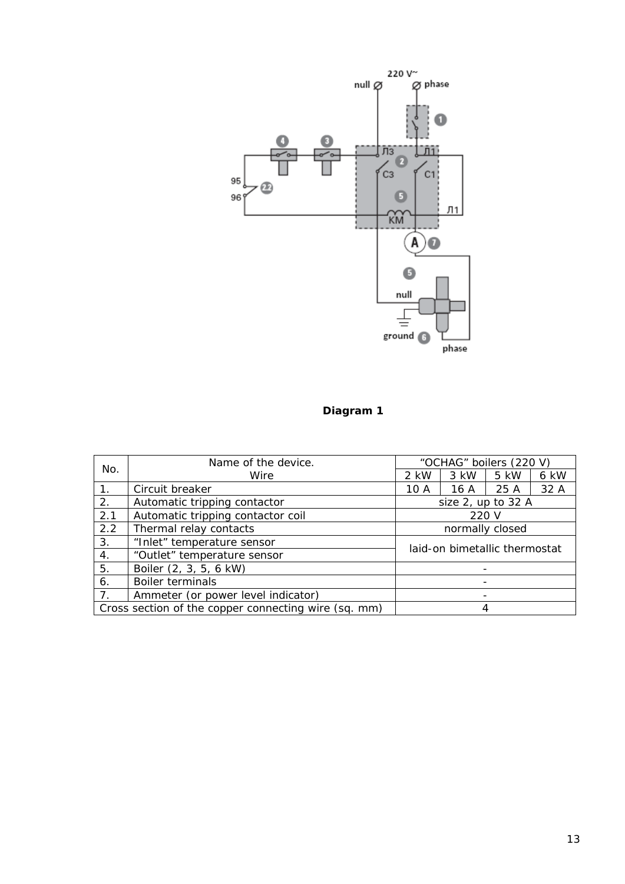**Diagram 1**

| No. | Name of the device. Wire | “OCHAG” boilers (220 V) | | | |
|---|---|---|---|---|---|
| | | 2 kW | 3 kW | 5 kW | 6 kW |
| 1. | Circuit breaker | 10 A | 16 A | 25 A | 32 A |
| 2. | Automatic tripping contactor | size 2, up to 32 A | | | |
| 2.1 | Automatic tripping contactor coil | 220 V | | | |
| 2.2 | Thermal relay contacts | normally closed | | | |
| 3. | “Inlet” temperature sensor | laid-on bimetallic thermostat | | | |
| 4. | “Outlet” temperature sensor | | | | |
| 5. | Boiler (2, 3, 5, 6 kW) | - | | | |
| 6. | Boiler terminals | - | | | |
| 7. | Ammeter (or power level indicator) | - | | | |
| Cross section of the copper connecting wire (sq. mm) | | 4 | | | |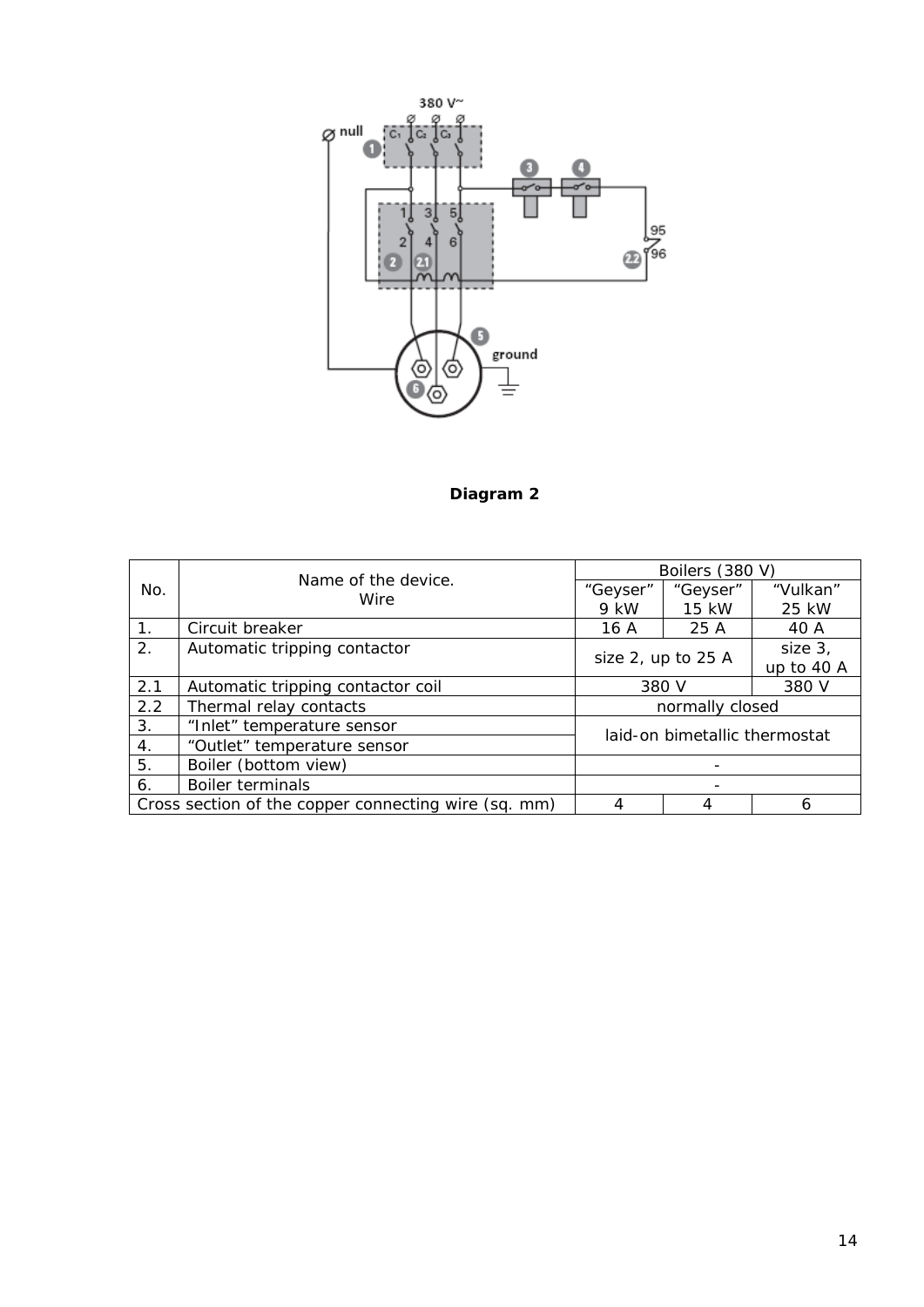**Diagram 2**

| No. | Name of the device. Wire | Boilers (380 V) | | |
|---|---|---|---|---|
| | | "Geyser" 9 kW | "Geyser" 15 kW | "Vulkan" 25 kW |
| 1. | Circuit breaker | 16 A | 25 A | 40 A |
| 2. | Automatic tripping contactor | size 2, up to 25 A | | size 3, up to 40 A |
| 2.1 | Automatic tripping contactor coil | 380 V | | 380 V |
| 2.2 | Thermal relay contacts | normally closed | | |
| 3. | "Inlet" temperature sensor | laid-on bimetallic thermostat | | |
| 4. | "Outlet" temperature sensor | | | |
| 5. | Boiler (bottom view) | - | | |
| 6. | Boiler terminals | - | | |
| Cross section of the copper connecting wire (sq. mm) | | 4 | 4 | 6 |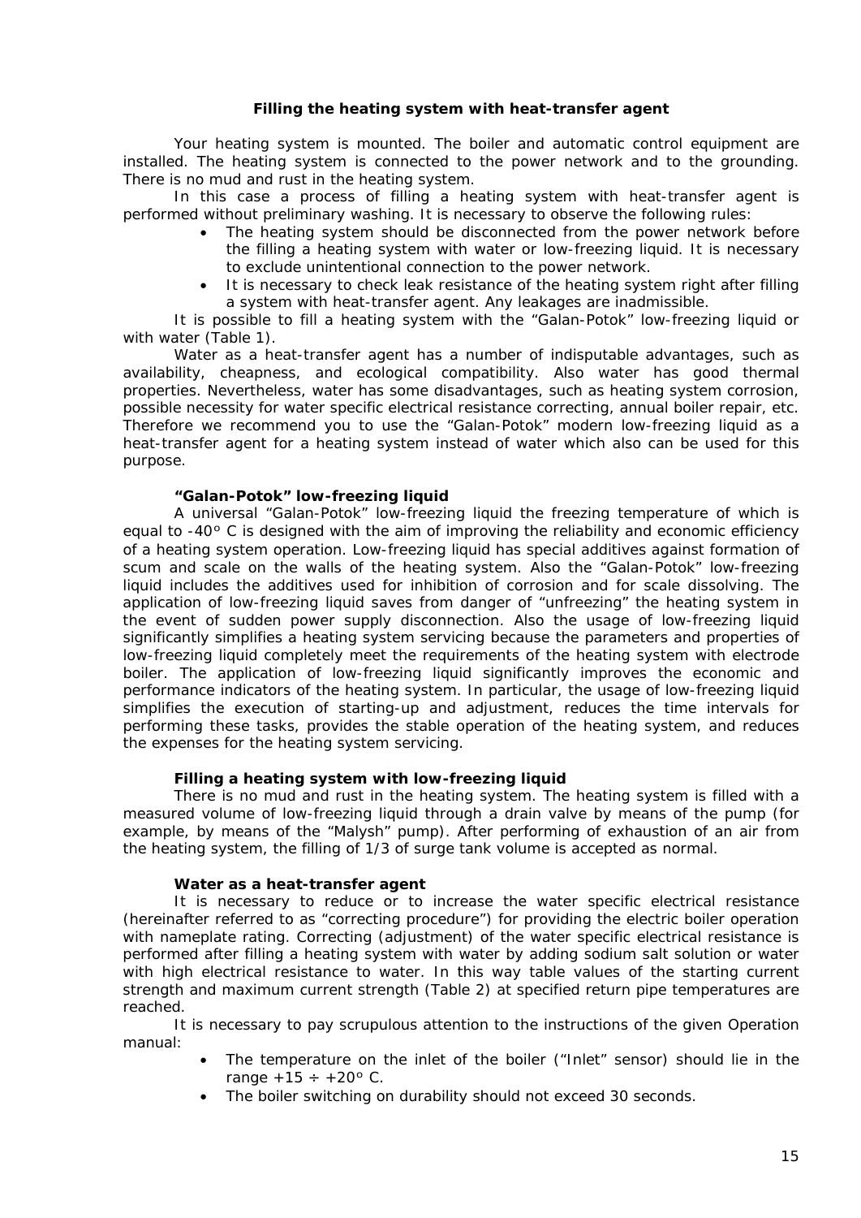## Filling the heating system with heat-transfer agent

Your heating system is mounted. The boiler and automatic control equipment are installed. The heating system is connected to the power network and to the grounding. There is no mud and rust in the heating system.

In this case a process of filling a heating system with heat-transfer agent is performed without preliminary washing. It is necessary to observe the following rules:

- The heating system should be disconnected from the power network before the filling a heating system with water or low-freezing liquid. It is necessary to exclude unintentional connection to the power network.
- It is necessary to check leak resistance of the heating system right after filling a system with heat-transfer agent. Any leakages are inadmissible.

It is possible to fill a heating system with the "Galan-Potok" low-freezing liquid or with water (Table 1).

Water as a heat-transfer agent has a number of indisputable advantages, such as availability, cheapness, and ecological compatibility. Also water has good thermal properties. Nevertheless, water has some disadvantages, such as heating system corrosion, possible necessity for water specific electrical resistance correcting, annual boiler repair, etc. Therefore we recommend you to use the "Galan-Potok" modern low-freezing liquid as a heat-transfer agent for a heating system instead of water which also can be used for this purpose.

### "Galan-Potok" low-freezing liquid

A universal "Galan-Potok" low-freezing liquid the freezing temperature of which is equal to -40° C is designed with the aim of improving the reliability and economic efficiency of a heating system operation. Low-freezing liquid has special additives against formation of scum and scale on the walls of the heating system. Also the "Galan-Potok" low-freezing liquid includes the additives used for inhibition of corrosion and for scale dissolving. The application of low-freezing liquid saves from danger of "unfreezing" the heating system in the event of sudden power supply disconnection. Also the usage of low-freezing liquid significantly simplifies a heating system servicing because the parameters and properties of low-freezing liquid completely meet the requirements of the heating system with electrode boiler. The application of low-freezing liquid significantly improves the economic and performance indicators of the heating system. In particular, the usage of low-freezing liquid simplifies the execution of starting-up and adjustment, reduces the time intervals for performing these tasks, provides the stable operation of the heating system, and reduces the expenses for the heating system servicing.

### Filling a heating system with low-freezing liquid

There is no mud and rust in the heating system. The heating system is filled with a measured volume of low-freezing liquid through a drain valve by means of the pump (for example, by means of the "Malysh" pump). After performing of exhaustion of an air from the heating system, the filling of 1/3 of surge tank volume is accepted as normal.

### Water as a heat-transfer agent

It is necessary to reduce or to increase the water specific electrical resistance (hereinafter referred to as "correcting procedure") for providing the electric boiler operation with nameplate rating. Correcting (adjustment) of the water specific electrical resistance is performed after filling a heating system with water by adding sodium salt solution or water with high electrical resistance to water. In this way table values of the starting current strength and maximum current strength (Table 2) at specified return pipe temperatures are reached.

It is necessary to pay scrupulous attention to the instructions of the given Operation manual:

- The temperature on the inlet of the boiler ("Inlet" sensor) should lie in the range +15 ÷ +20° C.
- The boiler switching on durability should not exceed 30 seconds.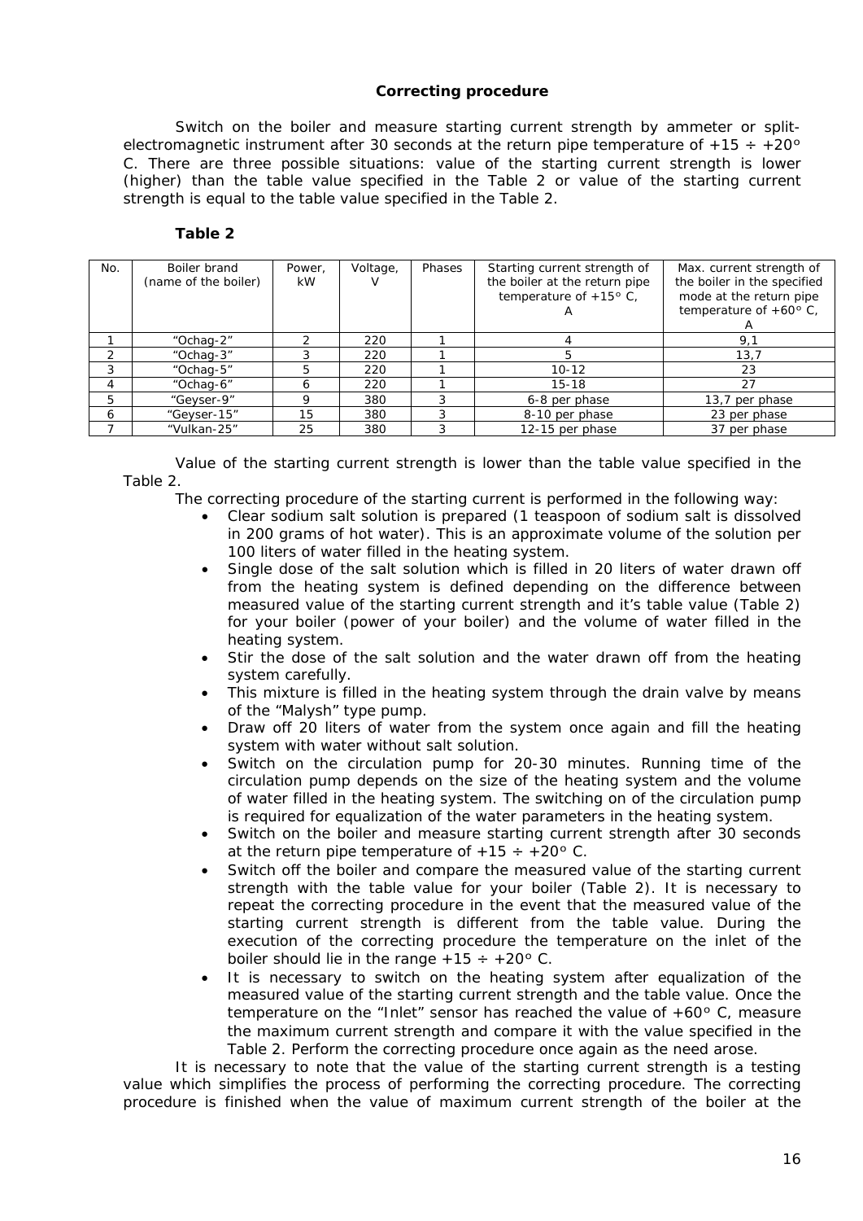**Correcting procedure**

Switch on the boiler and measure starting current strength by ammeter or split-electromagnetic instrument after 30 seconds at the return pipe temperature of +15 ÷ +20° C. There are three possible situations: value of the starting current strength is lower (higher) than the table value specified in the Table 2 or value of the starting current strength is equal to the table value specified in the Table 2.

**Table 2**

| No. | Boiler brand (name of the boiler) | Power, kW | Voltage, V | Phases | Starting current strength of the boiler at the return pipe temperature of +15° C, A | Max. current strength of the boiler in the specified mode at the return pipe temperature of +60° C, A |
|---|---|---|---|---|---|---|
| 1 | "Ochag-2" | 2 | 220 | 1 | 4 | 9,1 |
| 2 | "Ochag-3" | 3 | 220 | 1 | 5 | 13,7 |
| 3 | "Ochag-5" | 5 | 220 | 1 | 10-12 | 23 |
| 4 | "Ochag-6" | 6 | 220 | 1 | 15-18 | 27 |
| 5 | "Geyser-9" | 9 | 380 | 3 | 6-8 per phase | 13,7 per phase |
| 6 | "Geyser-15" | 15 | 380 | 3 | 8-10 per phase | 23 per phase |
| 7 | "Vulkan-25" | 25 | 380 | 3 | 12-15 per phase | 37 per phase |

Value of the starting current strength is lower than the table value specified in the Table 2.

The correcting procedure of the starting current is performed in the following way:

- Clear sodium salt solution is prepared (1 teaspoon of sodium salt is dissolved in 200 grams of hot water). This is an approximate volume of the solution per 100 liters of water filled in the heating system.
- Single dose of the salt solution which is filled in 20 liters of water drawn off from the heating system is defined depending on the difference between measured value of the starting current strength and it's table value (Table 2) for your boiler (power of your boiler) and the volume of water filled in the heating system.
- Stir the dose of the salt solution and the water drawn off from the heating system carefully.
- This mixture is filled in the heating system through the drain valve by means of the "Malysh" type pump.
- Draw off 20 liters of water from the system once again and fill the heating system with water without salt solution.
- Switch on the circulation pump for 20-30 minutes. Running time of the circulation pump depends on the size of the heating system and the volume of water filled in the heating system. The switching on of the circulation pump is required for equalization of the water parameters in the heating system.
- Switch on the boiler and measure starting current strength after 30 seconds at the return pipe temperature of +15 ÷ +20° C.
- Switch off the boiler and compare the measured value of the starting current strength with the table value for your boiler (Table 2). It is necessary to repeat the correcting procedure in the event that the measured value of the starting current strength is different from the table value. During the execution of the correcting procedure the temperature on the inlet of the boiler should lie in the range +15 ÷ +20° C.
- It is necessary to switch on the heating system after equalization of the measured value of the starting current strength and the table value. Once the temperature on the "Inlet" sensor has reached the value of +60° C, measure the maximum current strength and compare it with the value specified in the Table 2. Perform the correcting procedure once again as the need arose.

It is necessary to note that the value of the starting current strength is a testing value which simplifies the process of performing the correcting procedure. The correcting procedure is finished when the value of maximum current strength of the boiler at the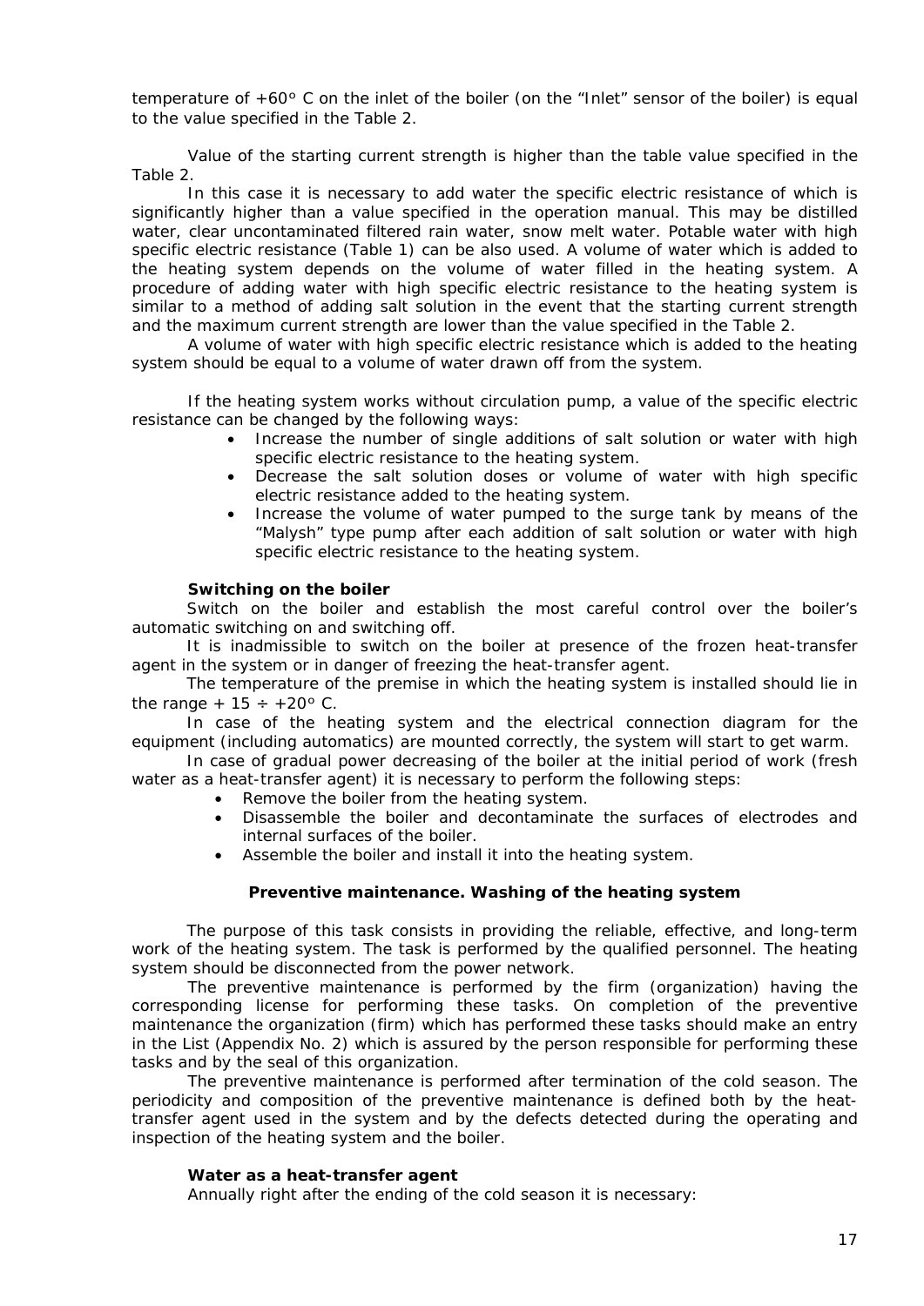temperature of +60° C on the inlet of the boiler (on the "Inlet" sensor of the boiler) is equal to the value specified in the Table 2.

Value of the starting current strength is higher than the table value specified in the Table 2.

In this case it is necessary to add water the specific electric resistance of which is significantly higher than a value specified in the operation manual. This may be distilled water, clear uncontaminated filtered rain water, snow melt water. Potable water with high specific electric resistance (Table 1) can be also used. A volume of water which is added to the heating system depends on the volume of water filled in the heating system. A procedure of adding water with high specific electric resistance to the heating system is similar to a method of adding salt solution in the event that the starting current strength and the maximum current strength are lower than the value specified in the Table 2.

A volume of water with high specific electric resistance which is added to the heating system should be equal to a volume of water drawn off from the system.

If the heating system works without circulation pump, a value of the specific electric resistance can be changed by the following ways:

- Increase the number of single additions of salt solution or water with high specific electric resistance to the heating system.
- Decrease the salt solution doses or volume of water with high specific electric resistance added to the heating system.
- Increase the volume of water pumped to the surge tank by means of the "Malysh" type pump after each addition of salt solution or water with high specific electric resistance to the heating system.

**Switching on the boiler**

Switch on the boiler and establish the most careful control over the boiler's automatic switching on and switching off.

It is inadmissible to switch on the boiler at presence of the frozen heat-transfer agent in the system or in danger of freezing the heat-transfer agent.

The temperature of the premise in which the heating system is installed should lie in the range + 15 ÷ +20° C.

In case of the heating system and the electrical connection diagram for the equipment (including automatics) are mounted correctly, the system will start to get warm.

In case of gradual power decreasing of the boiler at the initial period of work (fresh water as a heat-transfer agent) it is necessary to perform the following steps:

- Remove the boiler from the heating system.
- Disassemble the boiler and decontaminate the surfaces of electrodes and internal surfaces of the boiler.
- Assemble the boiler and install it into the heating system.

## Preventive maintenance. Washing of the heating system

The purpose of this task consists in providing the reliable, effective, and long-term work of the heating system. The task is performed by the qualified personnel. The heating system should be disconnected from the power network.

The preventive maintenance is performed by the firm (organization) having the corresponding license for performing these tasks. On completion of the preventive maintenance the organization (firm) which has performed these tasks should make an entry in the List (Appendix No. 2) which is assured by the person responsible for performing these tasks and by the seal of this organization.

The preventive maintenance is performed after termination of the cold season. The periodicity and composition of the preventive maintenance is defined both by the heat-transfer agent used in the system and by the defects detected during the operating and inspection of the heating system and the boiler.

**Water as a heat-transfer agent**

Annually right after the ending of the cold season it is necessary: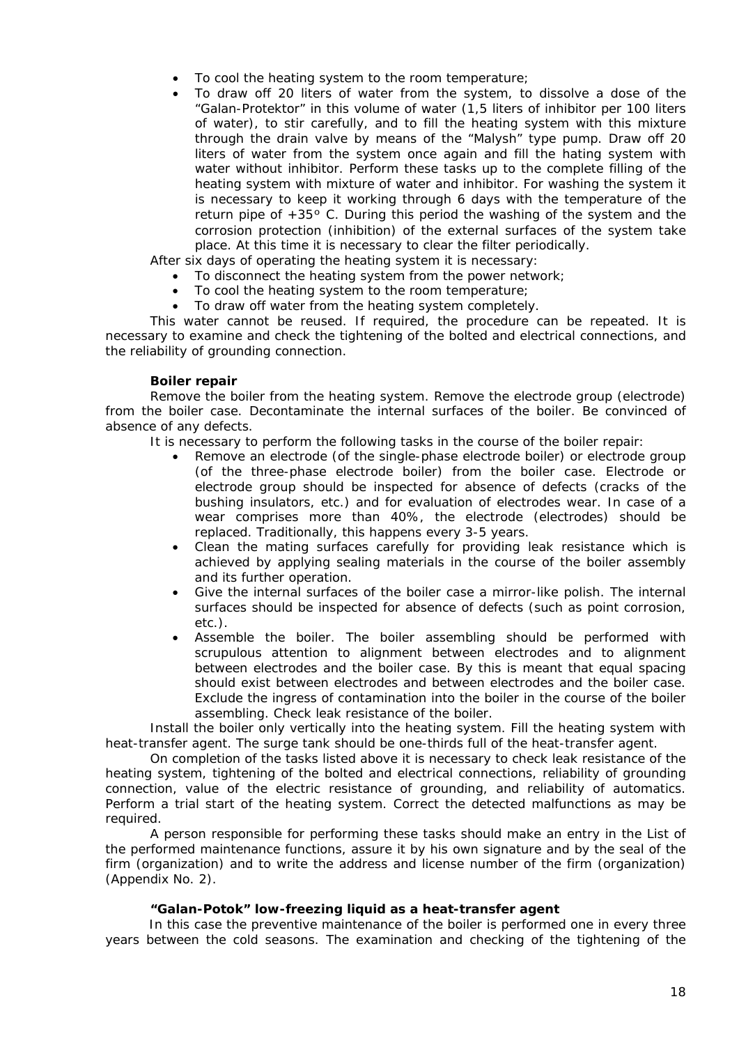- To cool the heating system to the room temperature;
- To draw off 20 liters of water from the system, to dissolve a dose of the "Galan-Protektor" in this volume of water (1,5 liters of inhibitor per 100 liters of water), to stir carefully, and to fill the heating system with this mixture through the drain valve by means of the "Malysh" type pump. Draw off 20 liters of water from the system once again and fill the hating system with water without inhibitor. Perform these tasks up to the complete filling of the heating system with mixture of water and inhibitor. For washing the system it is necessary to keep it working through 6 days with the temperature of the return pipe of +35° C. During this period the washing of the system and the corrosion protection (inhibition) of the external surfaces of the system take place. At this time it is necessary to clear the filter periodically.

After six days of operating the heating system it is necessary:

- To disconnect the heating system from the power network;
- To cool the heating system to the room temperature;
- To draw off water from the heating system completely.

This water cannot be reused. If required, the procedure can be repeated. It is necessary to examine and check the tightening of the bolted and electrical connections, and the reliability of grounding connection.

**Boiler repair**

Remove the boiler from the heating system. Remove the electrode group (electrode) from the boiler case. Decontaminate the internal surfaces of the boiler. Be convinced of absence of any defects.

It is necessary to perform the following tasks in the course of the boiler repair:

- Remove an electrode (of the single-phase electrode boiler) or electrode group (of the three-phase electrode boiler) from the boiler case. Electrode or electrode group should be inspected for absence of defects (cracks of the bushing insulators, etc.) and for evaluation of electrodes wear. In case of a wear comprises more than 40%, the electrode (electrodes) should be replaced. Traditionally, this happens every 3-5 years.
- Clean the mating surfaces carefully for providing leak resistance which is achieved by applying sealing materials in the course of the boiler assembly and its further operation.
- Give the internal surfaces of the boiler case a mirror-like polish. The internal surfaces should be inspected for absence of defects (such as point corrosion, etc.).
- Assemble the boiler. The boiler assembling should be performed with scrupulous attention to alignment between electrodes and to alignment between electrodes and the boiler case. By this is meant that equal spacing should exist between electrodes and between electrodes and the boiler case. Exclude the ingress of contamination into the boiler in the course of the boiler assembling. Check leak resistance of the boiler.

Install the boiler only vertically into the heating system. Fill the heating system with heat-transfer agent. The surge tank should be one-thirds full of the heat-transfer agent.

On completion of the tasks listed above it is necessary to check leak resistance of the heating system, tightening of the bolted and electrical connections, reliability of grounding connection, value of the electric resistance of grounding, and reliability of automatics. Perform a trial start of the heating system. Correct the detected malfunctions as may be required.

A person responsible for performing these tasks should make an entry in the List of the performed maintenance functions, assure it by his own signature and by the seal of the firm (organization) and to write the address and license number of the firm (organization) (Appendix No. 2).

**"Galan-Potok" low-freezing liquid as a heat-transfer agent**

In this case the preventive maintenance of the boiler is performed one in every three years between the cold seasons. The examination and checking of the tightening of the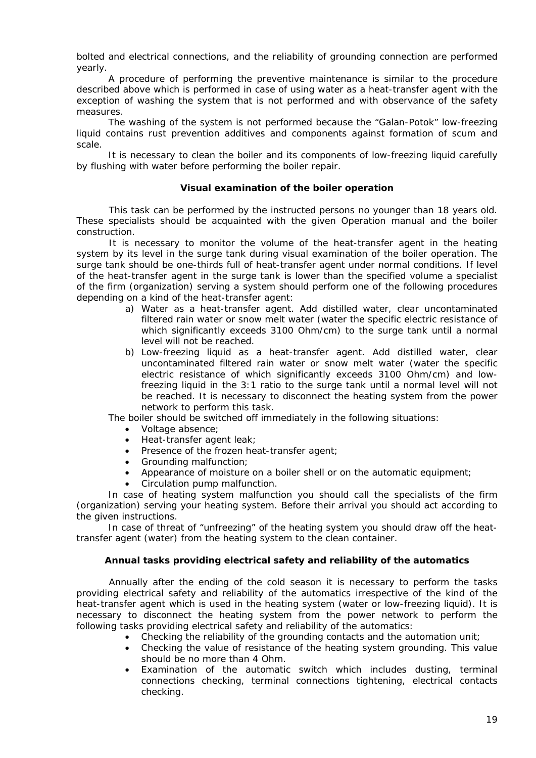bolted and electrical connections, and the reliability of grounding connection are performed yearly.

A procedure of performing the preventive maintenance is similar to the procedure described above which is performed in case of using water as a heat-transfer agent with the exception of washing the system that is not performed and with observance of the safety measures.

The washing of the system is not performed because the “Galan-Potok” low-freezing liquid contains rust prevention additives and components against formation of scum and scale.

It is necessary to clean the boiler and its components of low-freezing liquid carefully by flushing with water before performing the boiler repair.

### Visual examination of the boiler operation

This task can be performed by the instructed persons no younger than 18 years old. These specialists should be acquainted with the given Operation manual and the boiler construction.

It is necessary to monitor the volume of the heat-transfer agent in the heating system by its level in the surge tank during visual examination of the boiler operation. The surge tank should be one-thirds full of heat-transfer agent under normal conditions. If level of the heat-transfer agent in the surge tank is lower than the specified volume a specialist of the firm (organization) serving a system should perform one of the following procedures depending on a kind of the heat-transfer agent:

a) Water as a heat-transfer agent. Add distilled water, clear uncontaminated filtered rain water or snow melt water (water the specific electric resistance of which significantly exceeds 3100 Ohm/cm) to the surge tank until a normal level will not be reached.
b) Low-freezing liquid as a heat-transfer agent. Add distilled water, clear uncontaminated filtered rain water or snow melt water (water the specific electric resistance of which significantly exceeds 3100 Ohm/cm) and low-freezing liquid in the 3:1 ratio to the surge tank until a normal level will not be reached. It is necessary to disconnect the heating system from the power network to perform this task.

The boiler should be switched off immediately in the following situations:

- Voltage absence;
- Heat-transfer agent leak;
- Presence of the frozen heat-transfer agent;
- Grounding malfunction;
- Appearance of moisture on a boiler shell or on the automatic equipment;
- Circulation pump malfunction.

In case of heating system malfunction you should call the specialists of the firm (organization) serving your heating system. Before their arrival you should act according to the given instructions.

In case of threat of “unfreezing” of the heating system you should draw off the heat-transfer agent (water) from the heating system to the clean container.

### Annual tasks providing electrical safety and reliability of the automatics

Annually after the ending of the cold season it is necessary to perform the tasks providing electrical safety and reliability of the automatics irrespective of the kind of the heat-transfer agent which is used in the heating system (water or low-freezing liquid). It is necessary to disconnect the heating system from the power network to perform the following tasks providing electrical safety and reliability of the automatics:

- Checking the reliability of the grounding contacts and the automation unit;
- Checking the value of resistance of the heating system grounding. This value should be no more than 4 Ohm.
- Examination of the automatic switch which includes dusting, terminal connections checking, terminal connections tightening, electrical contacts checking.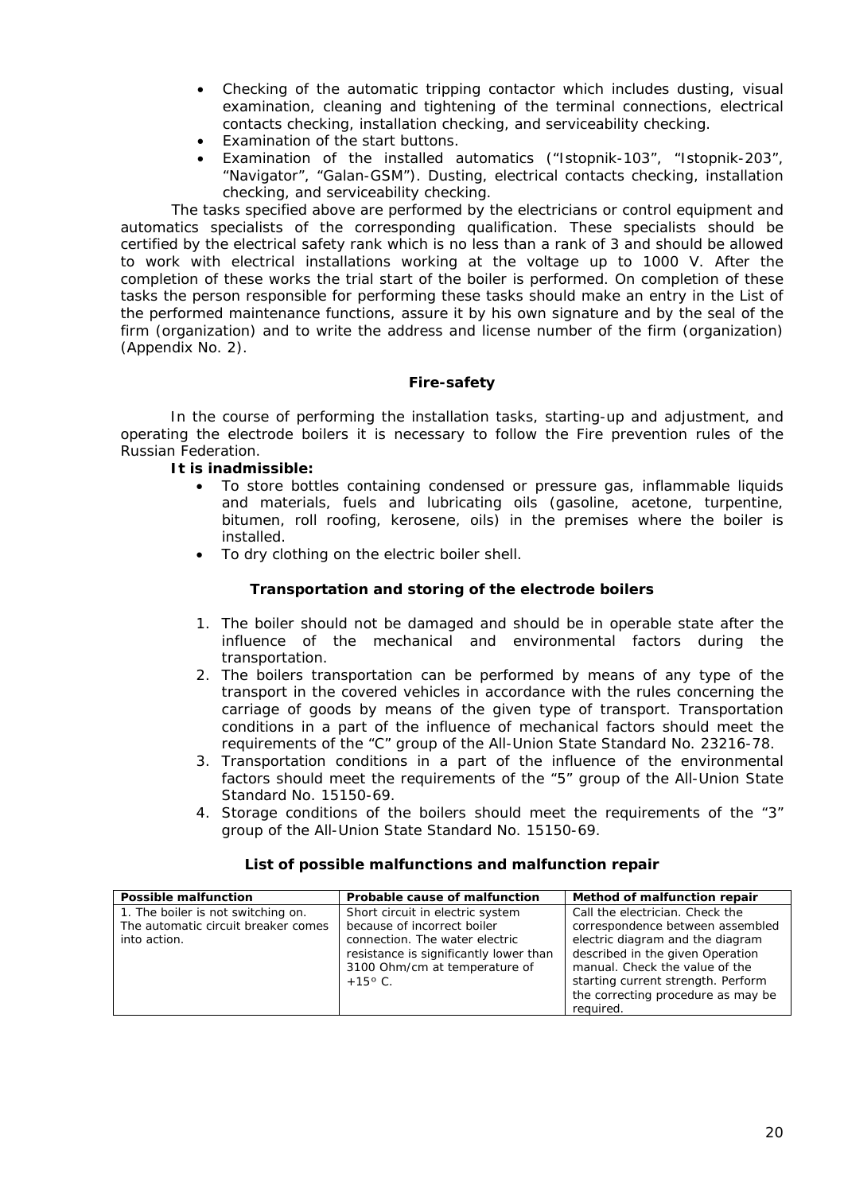- Checking of the automatic tripping contactor which includes dusting, visual examination, cleaning and tightening of the terminal connections, electrical contacts checking, installation checking, and serviceability checking.
- Examination of the start buttons.
- Examination of the installed automatics ("Istopnik-103", "Istopnik-203", "Navigator", "Galan-GSM"). Dusting, electrical contacts checking, installation checking, and serviceability checking.

The tasks specified above are performed by the electricians or control equipment and automatics specialists of the corresponding qualification. These specialists should be certified by the electrical safety rank which is no less than a rank of 3 and should be allowed to work with electrical installations working at the voltage up to 1000 V. After the completion of these works the trial start of the boiler is performed. On completion of these tasks the person responsible for performing these tasks should make an entry in the List of the performed maintenance functions, assure it by his own signature and by the seal of the firm (organization) and to write the address and license number of the firm (organization) (Appendix No. 2).

### Fire-safety

In the course of performing the installation tasks, starting-up and adjustment, and operating the electrode boilers it is necessary to follow the Fire prevention rules of the Russian Federation.

**It is inadmissible:**

- To store bottles containing condensed or pressure gas, inflammable liquids and materials, fuels and lubricating oils (gasoline, acetone, turpentine, bitumen, roll roofing, kerosene, oils) in the premises where the boiler is installed.
- To dry clothing on the electric boiler shell.

### Transportation and storing of the electrode boilers

1. The boiler should not be damaged and should be in operable state after the influence of the mechanical and environmental factors during the transportation.
2. The boilers transportation can be performed by means of any type of the transport in the covered vehicles in accordance with the rules concerning the carriage of goods by means of the given type of transport. Transportation conditions in a part of the influence of mechanical factors should meet the requirements of the "C" group of the All-Union State Standard No. 23216-78.
3. Transportation conditions in a part of the influence of the environmental factors should meet the requirements of the "5" group of the All-Union State Standard No. 15150-69.
4. Storage conditions of the boilers should meet the requirements of the "3" group of the All-Union State Standard No. 15150-69.

### List of possible malfunctions and malfunction repair

| Possible malfunction | Probable cause of malfunction | Method of malfunction repair |
|---|---|---|
| 1. The boiler is not switching on. The automatic circuit breaker comes into action. | Short circuit in electric system because of incorrect boiler connection. The water electric resistance is significantly lower than 3100 Ohm/cm at temperature of +15° C. | Call the electrician. Check the correspondence between assembled electric diagram and the diagram described in the given Operation manual. Check the value of the starting current strength. Perform the correcting procedure as may be required. |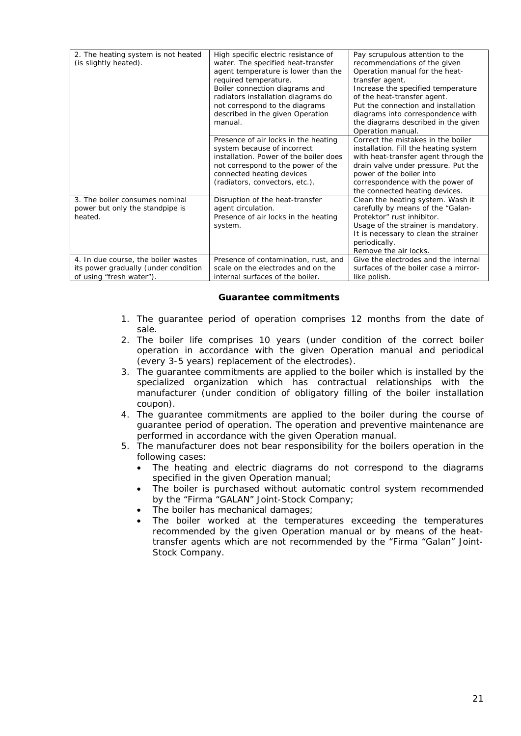| | | |
|---|---|---|
| 2. The heating system is not heated (is slightly heated). | High specific electric resistance of water. The specified heat-transfer agent temperature is lower than the required temperature. Boiler connection diagrams and radiators installation diagrams do not correspond to the diagrams described in the given Operation manual. | Pay scrupulous attention to the recommendations of the given Operation manual for the heat-transfer agent. Increase the specified temperature of the heat-transfer agent. Put the connection and installation diagrams into correspondence with the diagrams described in the given Operation manual. |
| | Presence of air locks in the heating system because of incorrect installation. Power of the boiler does not correspond to the power of the connected heating devices (radiators, convectors, etc.). | Correct the mistakes in the boiler installation. Fill the heating system with heat-transfer agent through the drain valve under pressure. Put the power of the boiler into correspondence with the power of the connected heating devices. |
| 3. The boiler consumes nominal power but only the standpipe is heated. | Disruption of the heat-transfer agent circulation. Presence of air locks in the heating system. | Clean the heating system. Wash it carefully by means of the "Galan-Protektor" rust inhibitor. Usage of the strainer is mandatory. It is necessary to clean the strainer periodically. Remove the air locks. |
| 4. In due course, the boiler wastes its power gradually (under condition of using "fresh water"). | Presence of contamination, rust, and scale on the electrodes and on the internal surfaces of the boiler. | Give the electrodes and the internal surfaces of the boiler case a mirror-like polish. |

**Guarantee commitments**

1. The guarantee period of operation comprises 12 months from the date of sale.
2. The boiler life comprises 10 years (under condition of the correct boiler operation in accordance with the given Operation manual and periodical (every 3-5 years) replacement of the electrodes).
3. The guarantee commitments are applied to the boiler which is installed by the specialized organization which has contractual relationships with the manufacturer (under condition of obligatory filling of the boiler installation coupon).
4. The guarantee commitments are applied to the boiler during the course of guarantee period of operation. The operation and preventive maintenance are performed in accordance with the given Operation manual.
5. The manufacturer does not bear responsibility for the boilers operation in the following cases:
   - The heating and electric diagrams do not correspond to the diagrams specified in the given Operation manual;
   - The boiler is purchased without automatic control system recommended by the "Firma "GALAN" Joint-Stock Company;
   - The boiler has mechanical damages;
   - The boiler worked at the temperatures exceeding the temperatures recommended by the given Operation manual or by means of the heat-transfer agents which are not recommended by the "Firma "Galan" Joint-Stock Company.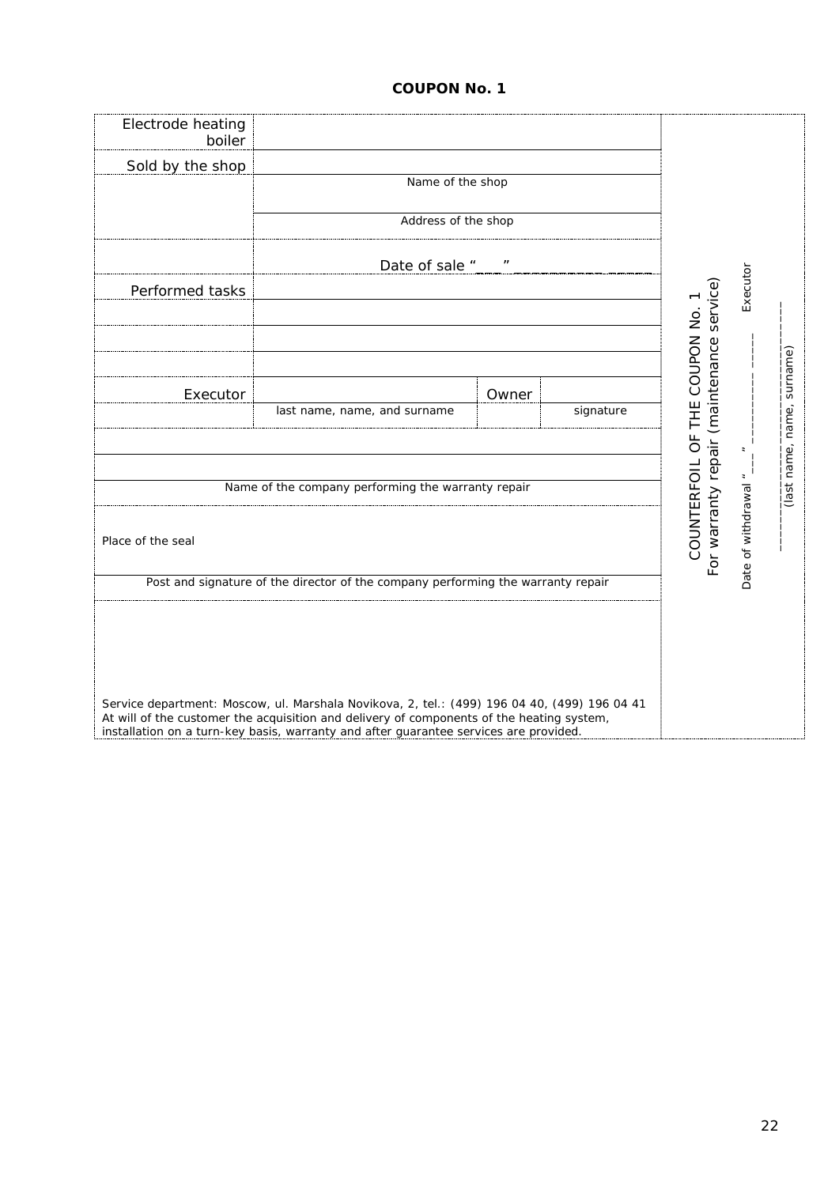**COUPON No. 1**

| | | | |
|---|---|---|---|
| Electrode heating boiler | | | |
| Sold by the shop | | | |
| | Name of the shop | | |
| | Address of the shop | | |
| | Date of sale "___" ___________ _____ | | |
| Performed tasks | | | |
| | | | |
| | | | |
| | | | |
| Executor | | Owner | |
| | last name, name, and surname | | signature |
| | | | |
| | | | |
| Name of the company performing the warranty repair | | | |
| Place of the seal | | | |
| Post and signature of the director of the company performing the warranty repair | | | |

Service department: Moscow, ul. Marshala Novikova, 2, tel.: (499) 196 04 40, (499) 196 04 41
At will of the customer the acquisition and delivery of components of the heating system, installation on a turn-key basis, warranty and after guarantee services are provided.

COUNTERFOIL OF THE COUPON No. 1
For warranty repair (maintenance service)

Date of withdrawal "___" ___________ _____ Executor

___________________
(last name, name, surname)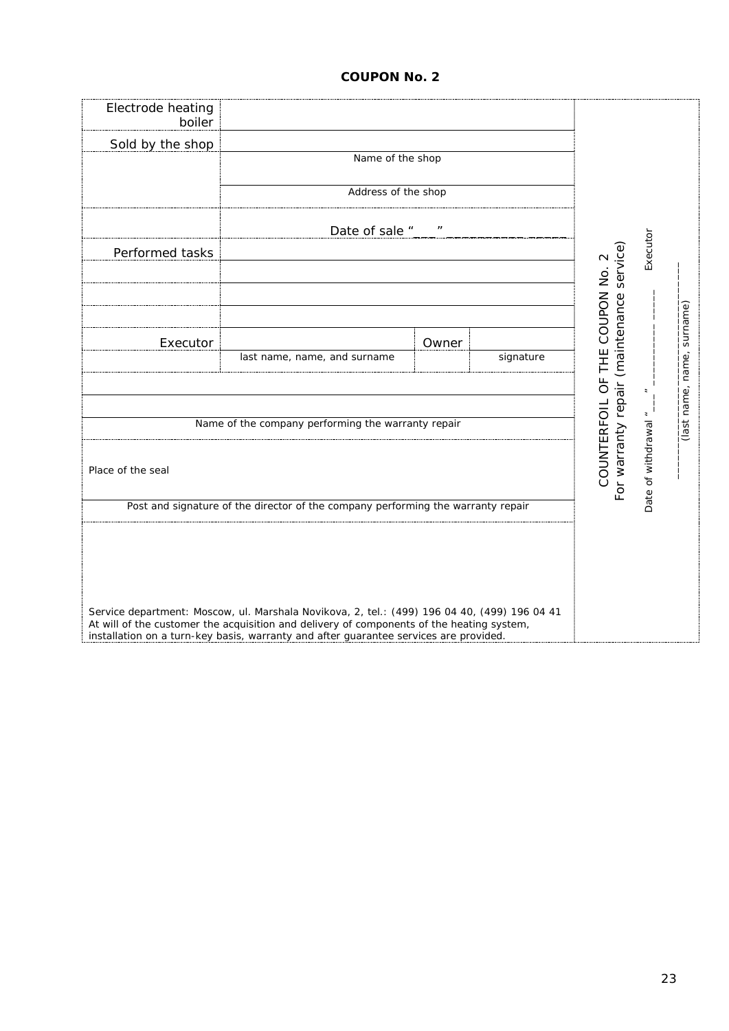## COUPON No. 2

| Electrode heating boiler | | | |
|---|---|---|---|
| Sold by the shop | | | |
| | Name of the shop | | |
| | Address of the shop | | |
| | Date of sale "___" ___________ _____ | | |
| Performed tasks | | | |
| | | | |
| | | | |
| | | | |
| Executor | | Owner | |
| | last name, name, and surname | | signature |

Name of the company performing the warranty repair

Place of the seal

Post and signature of the director of the company performing the warranty repair

Service department: Moscow, ul. Marshala Novikova, 2, tel.: (499) 196 04 40, (499) 196 04 41
At will of the customer the acquisition and delivery of components of the heating system, installation on a turn-key basis, warranty and after guarantee services are provided.

COUNTERFOIL OF THE COUPON No. 2
For warranty repair (maintenance service)

Date of withdrawal "___" ___________ _____ Executor

_______________________
(last name, name, surname)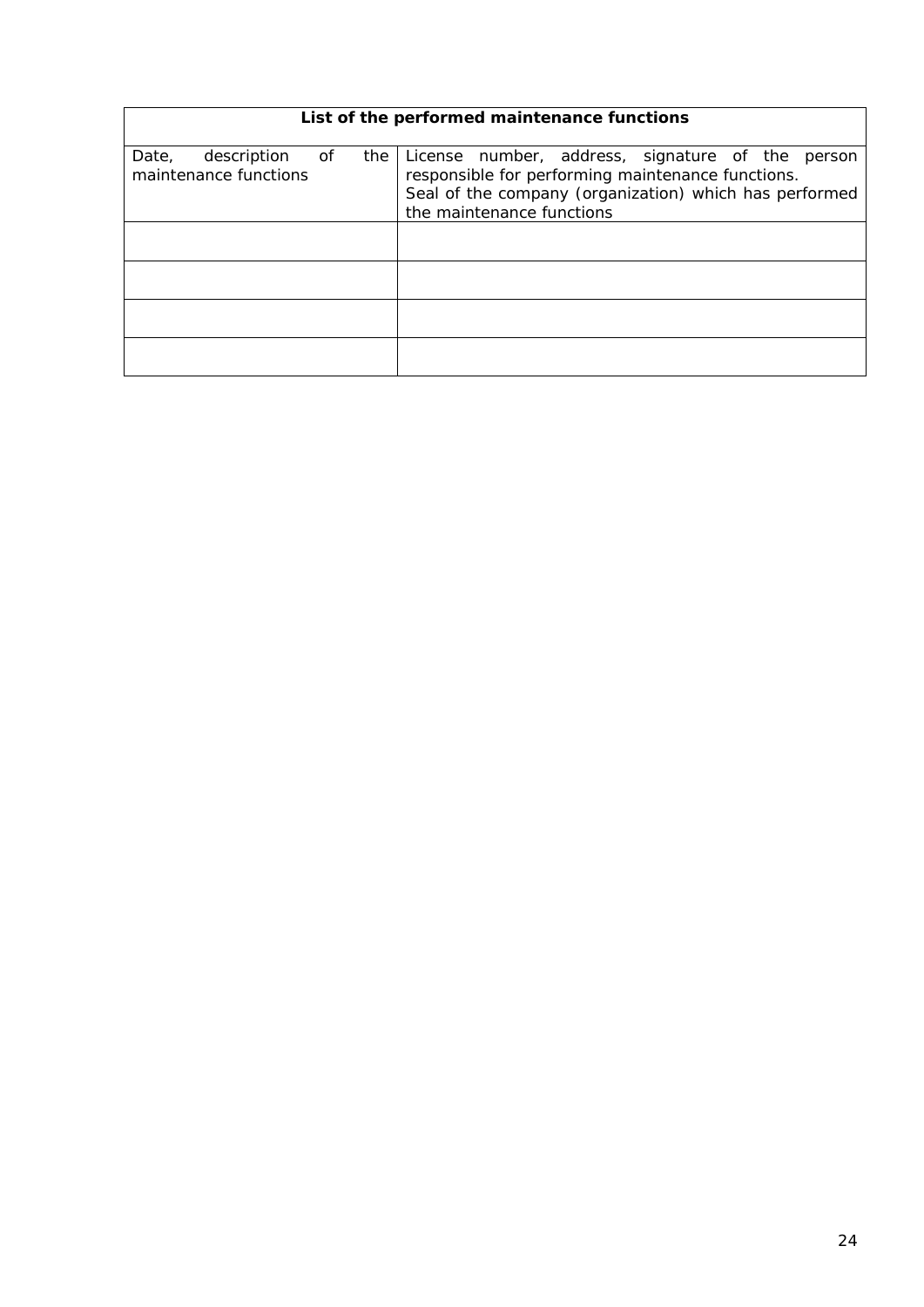| List of the performed maintenance functions | |
|---|---|
| Date, description of the maintenance functions | License number, address, signature of the person responsible for performing maintenance functions. Seal of the company (organization) which has performed the maintenance functions |
| | |
| | |
| | |
| | |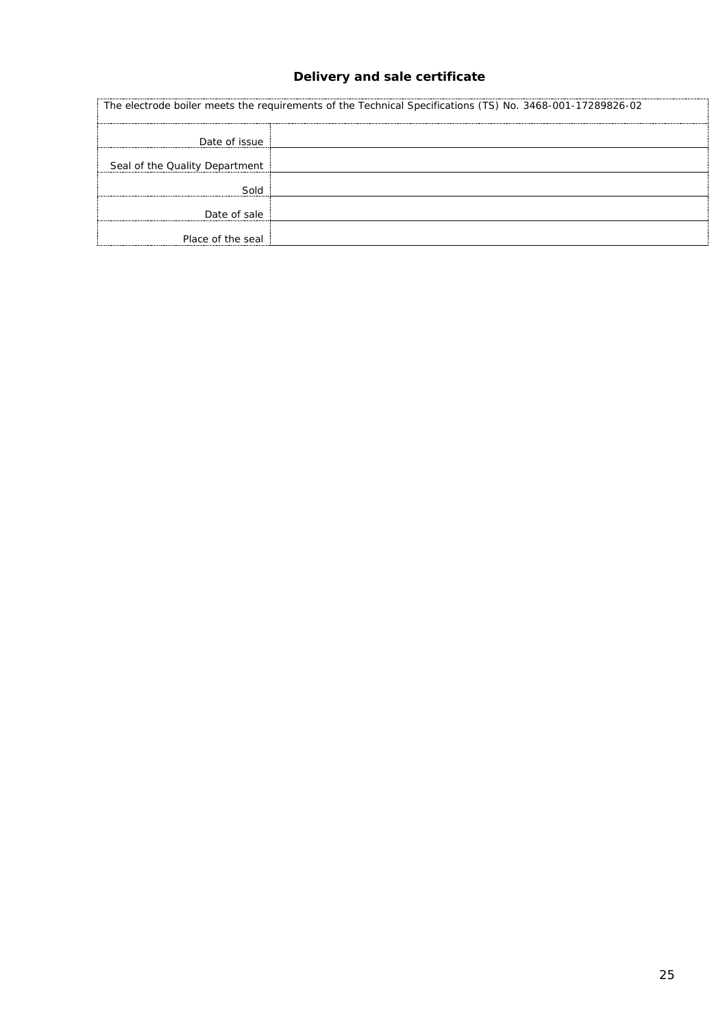## Delivery and sale certificate

| The electrode boiler meets the requirements of the Technical Specifications (TS) No. 3468-001-17289826-02 | |
|---|---|
| Date of issue | |
| Seal of the Quality Department | |
| Sold | |
| Date of sale | |
| Place of the seal | |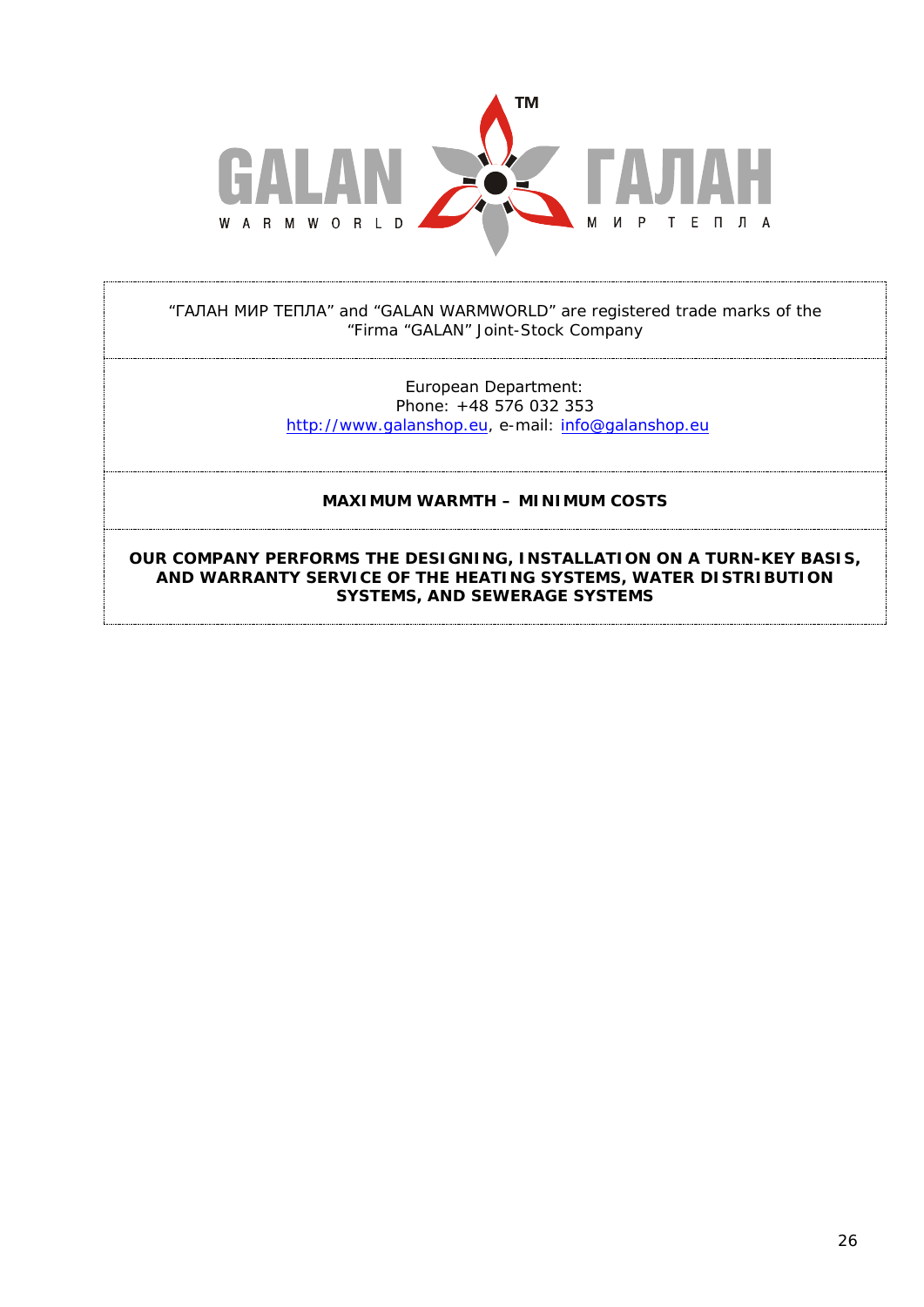GALAN WARMWORLD ГАЛАН МИР ТЕПЛА ТМ

“ГАЛАН МИР ТЕПЛА” and “GALAN WARMWORLD” are registered trade marks of the “Firma “GALAN” Joint-Stock Company

European Department:
Phone: +48 576 032 353
http://www.galanshop.eu, e-mail: info@galanshop.eu

**MAXIMUM WARMTH – MINIMUM COSTS**

**OUR COMPANY PERFORMS THE DESIGNING, INSTALLATION ON A TURN-KEY BASIS, AND WARRANTY SERVICE OF THE HEATING SYSTEMS, WATER DISTRIBUTION SYSTEMS, AND SEWERAGE SYSTEMS**